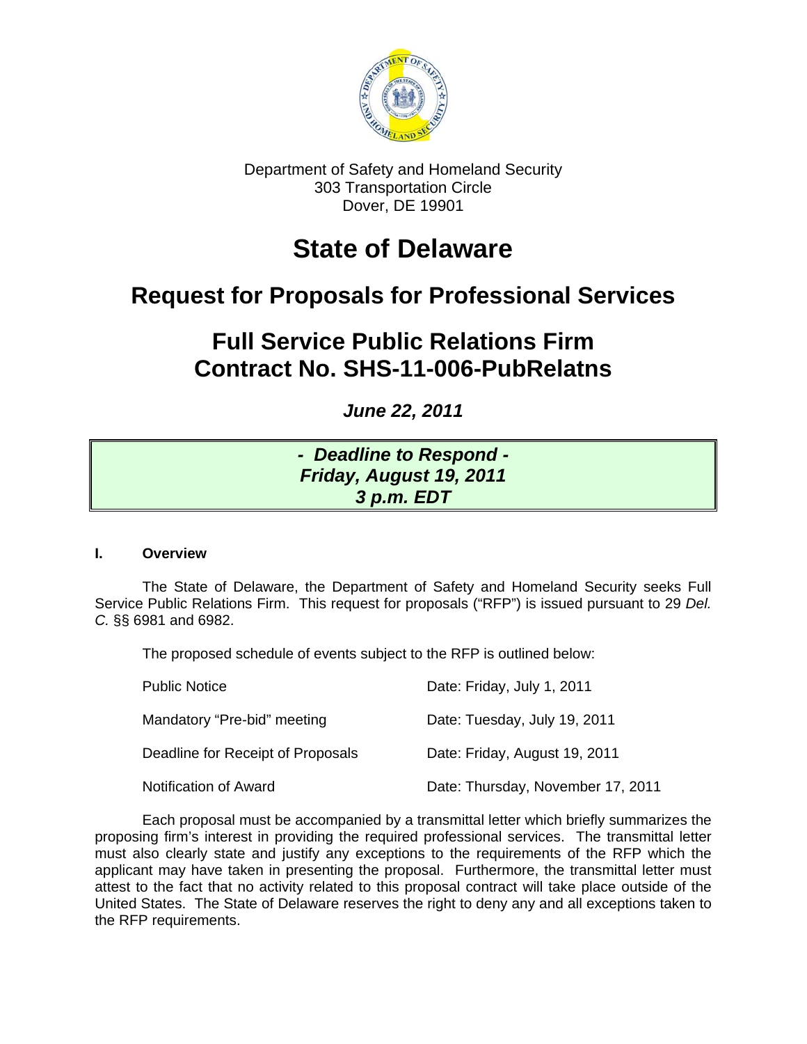Department of Safety and Homeland Security
303 Transportation Circle
Dover, DE 19901

# State of Delaware

## Request for Proposals for Professional Services

## Full Service Public Relations Firm
## Contract No. SHS-11-006-PubRelatns

***June 22, 2011***

***- Deadline to Respond -***
***Friday, August 19, 2011***
***3 p.m. EDT***

### I. Overview

The State of Delaware, the Department of Safety and Homeland Security seeks Full Service Public Relations Firm. This request for proposals ("RFP") is issued pursuant to 29 *Del. C.* §§ 6981 and 6982.

The proposed schedule of events subject to the RFP is outlined below:

| | |
|---|---|
| Public Notice | Date: Friday, July 1, 2011 |
| Mandatory "Pre-bid" meeting | Date: Tuesday, July 19, 2011 |
| Deadline for Receipt of Proposals | Date: Friday, August 19, 2011 |
| Notification of Award | Date: Thursday, November 17, 2011 |

Each proposal must be accompanied by a transmittal letter which briefly summarizes the proposing firm's interest in providing the required professional services. The transmittal letter must also clearly state and justify any exceptions to the requirements of the RFP which the applicant may have taken in presenting the proposal. Furthermore, the transmittal letter must attest to the fact that no activity related to this proposal contract will take place outside of the United States. The State of Delaware reserves the right to deny any and all exceptions taken to the RFP requirements.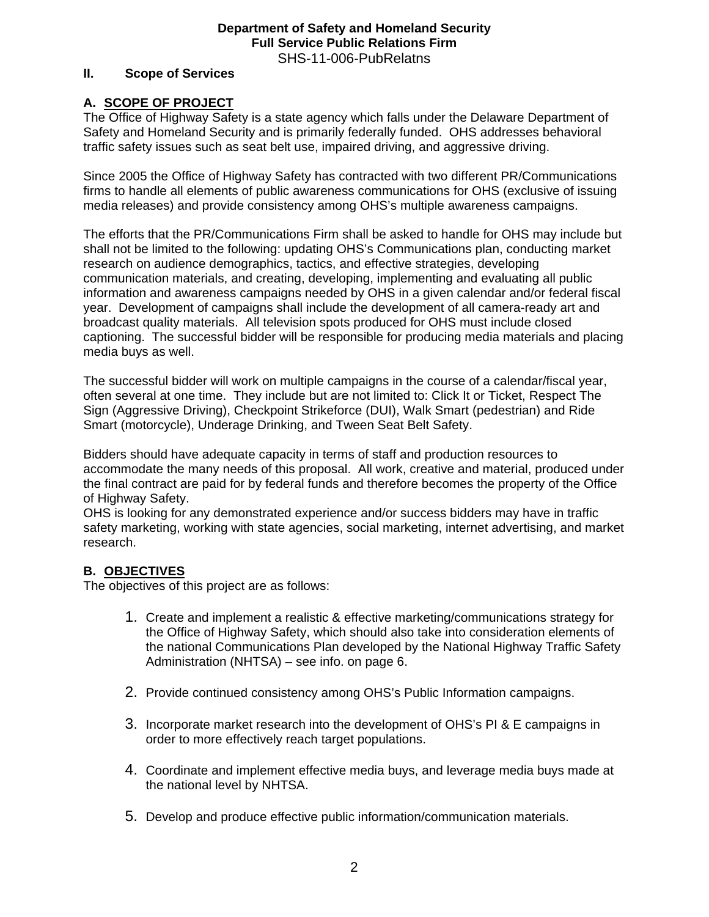## II. Scope of Services

### A. SCOPE OF PROJECT

The Office of Highway Safety is a state agency which falls under the Delaware Department of Safety and Homeland Security and is primarily federally funded. OHS addresses behavioral traffic safety issues such as seat belt use, impaired driving, and aggressive driving.

Since 2005 the Office of Highway Safety has contracted with two different PR/Communications firms to handle all elements of public awareness communications for OHS (exclusive of issuing media releases) and provide consistency among OHS's multiple awareness campaigns.

The efforts that the PR/Communications Firm shall be asked to handle for OHS may include but shall not be limited to the following: updating OHS's Communications plan, conducting market research on audience demographics, tactics, and effective strategies, developing communication materials, and creating, developing, implementing and evaluating all public information and awareness campaigns needed by OHS in a given calendar and/or federal fiscal year. Development of campaigns shall include the development of all camera-ready art and broadcast quality materials. All television spots produced for OHS must include closed captioning. The successful bidder will be responsible for producing media materials and placing media buys as well.

The successful bidder will work on multiple campaigns in the course of a calendar/fiscal year, often several at one time. They include but are not limited to: Click It or Ticket, Respect The Sign (Aggressive Driving), Checkpoint Strikeforce (DUI), Walk Smart (pedestrian) and Ride Smart (motorcycle), Underage Drinking, and Tween Seat Belt Safety.

Bidders should have adequate capacity in terms of staff and production resources to accommodate the many needs of this proposal. All work, creative and material, produced under the final contract are paid for by federal funds and therefore becomes the property of the Office of Highway Safety.

OHS is looking for any demonstrated experience and/or success bidders may have in traffic safety marketing, working with state agencies, social marketing, internet advertising, and market research.

### B. OBJECTIVES

The objectives of this project are as follows:

1. Create and implement a realistic & effective marketing/communications strategy for the Office of Highway Safety, which should also take into consideration elements of the national Communications Plan developed by the National Highway Traffic Safety Administration (NHTSA) – see info. on page 6.

2. Provide continued consistency among OHS's Public Information campaigns.

3. Incorporate market research into the development of OHS's PI & E campaigns in order to more effectively reach target populations.

4. Coordinate and implement effective media buys, and leverage media buys made at the national level by NHTSA.

5. Develop and produce effective public information/communication materials.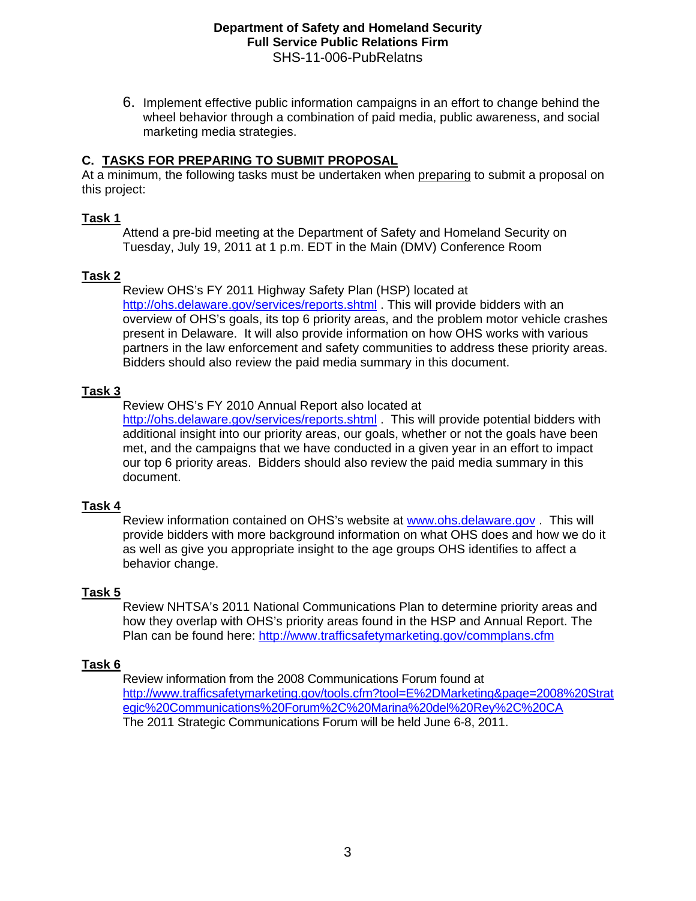6. Implement effective public information campaigns in an effort to change behind the wheel behavior through a combination of paid media, public awareness, and social marketing media strategies.

## C. TASKS FOR PREPARING TO SUBMIT PROPOSAL

At a minimum, the following tasks must be undertaken when preparing to submit a proposal on this project:

**Task 1**

Attend a pre-bid meeting at the Department of Safety and Homeland Security on Tuesday, July 19, 2011 at 1 p.m. EDT in the Main (DMV) Conference Room

**Task 2**

Review OHS's FY 2011 Highway Safety Plan (HSP) located at http://ohs.delaware.gov/services/reports.shtml . This will provide bidders with an overview of OHS's goals, its top 6 priority areas, and the problem motor vehicle crashes present in Delaware. It will also provide information on how OHS works with various partners in the law enforcement and safety communities to address these priority areas. Bidders should also review the paid media summary in this document.

**Task 3**

Review OHS's FY 2010 Annual Report also located at http://ohs.delaware.gov/services/reports.shtml . This will provide potential bidders with additional insight into our priority areas, our goals, whether or not the goals have been met, and the campaigns that we have conducted in a given year in an effort to impact our top 6 priority areas. Bidders should also review the paid media summary in this document.

**Task 4**

Review information contained on OHS's website at www.ohs.delaware.gov . This will provide bidders with more background information on what OHS does and how we do it as well as give you appropriate insight to the age groups OHS identifies to affect a behavior change.

**Task 5**

Review NHTSA's 2011 National Communications Plan to determine priority areas and how they overlap with OHS's priority areas found in the HSP and Annual Report. The Plan can be found here: http://www.trafficsafetymarketing.gov/commplans.cfm

**Task 6**

Review information from the 2008 Communications Forum found at http://www.trafficsafetymarketing.gov/tools.cfm?tool=E%2DMarketing&page=2008%20Strategic%20Communications%20Forum%2C%20Marina%20del%20Rey%2C%20CA
The 2011 Strategic Communications Forum will be held June 6-8, 2011.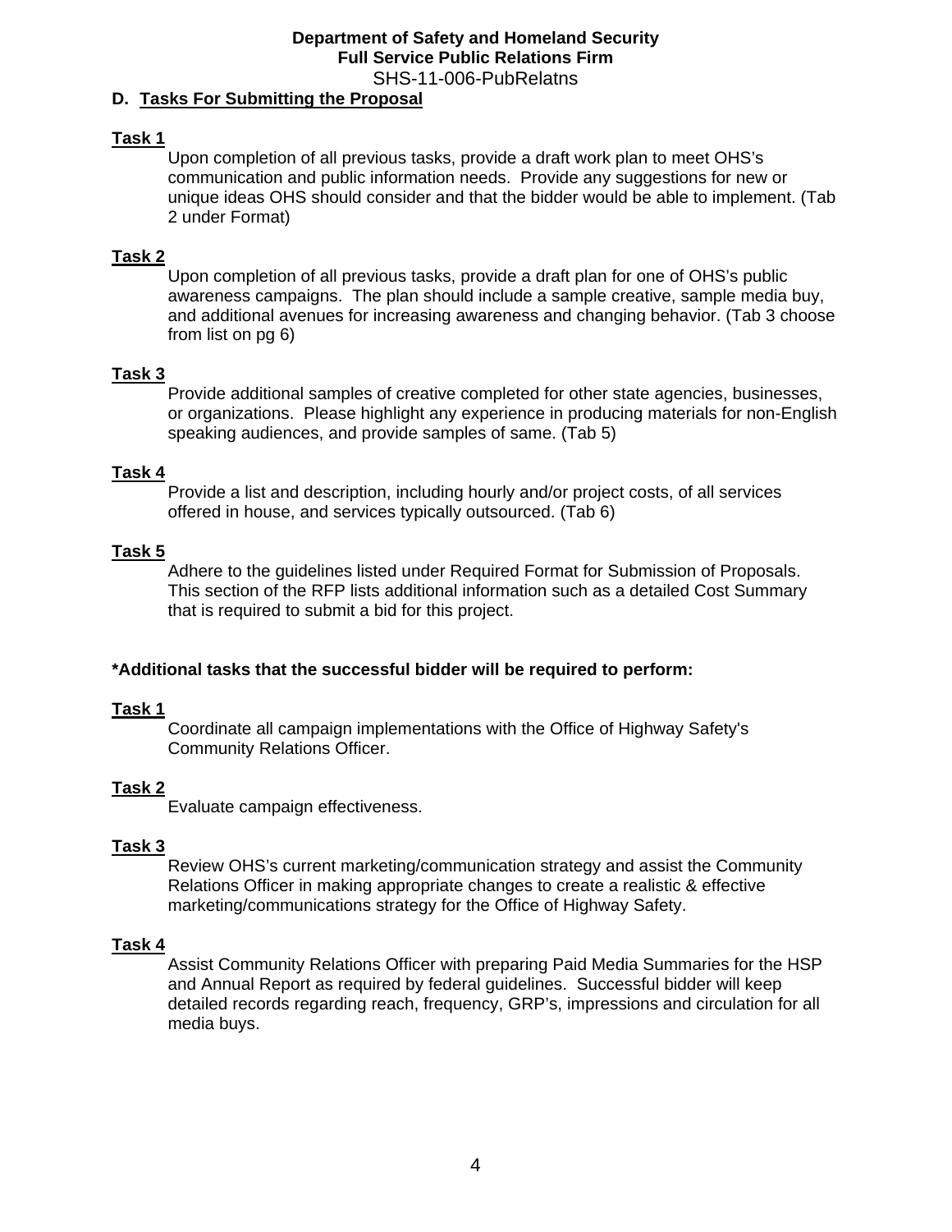## D. Tasks For Submitting the Proposal

**Task 1**

Upon completion of all previous tasks, provide a draft work plan to meet OHS's communication and public information needs. Provide any suggestions for new or unique ideas OHS should consider and that the bidder would be able to implement. (Tab 2 under Format)

**Task 2**

Upon completion of all previous tasks, provide a draft plan for one of OHS's public awareness campaigns. The plan should include a sample creative, sample media buy, and additional avenues for increasing awareness and changing behavior. (Tab 3 choose from list on pg 6)

**Task 3**

Provide additional samples of creative completed for other state agencies, businesses, or organizations. Please highlight any experience in producing materials for non-English speaking audiences, and provide samples of same. (Tab 5)

**Task 4**

Provide a list and description, including hourly and/or project costs, of all services offered in house, and services typically outsourced. (Tab 6)

**Task 5**

Adhere to the guidelines listed under Required Format for Submission of Proposals. This section of the RFP lists additional information such as a detailed Cost Summary that is required to submit a bid for this project.

**\*Additional tasks that the successful bidder will be required to perform:**

**Task 1**

Coordinate all campaign implementations with the Office of Highway Safety's Community Relations Officer.

**Task 2**

Evaluate campaign effectiveness.

**Task 3**

Review OHS's current marketing/communication strategy and assist the Community Relations Officer in making appropriate changes to create a realistic & effective marketing/communications strategy for the Office of Highway Safety.

**Task 4**

Assist Community Relations Officer with preparing Paid Media Summaries for the HSP and Annual Report as required by federal guidelines. Successful bidder will keep detailed records regarding reach, frequency, GRP's, impressions and circulation for all media buys.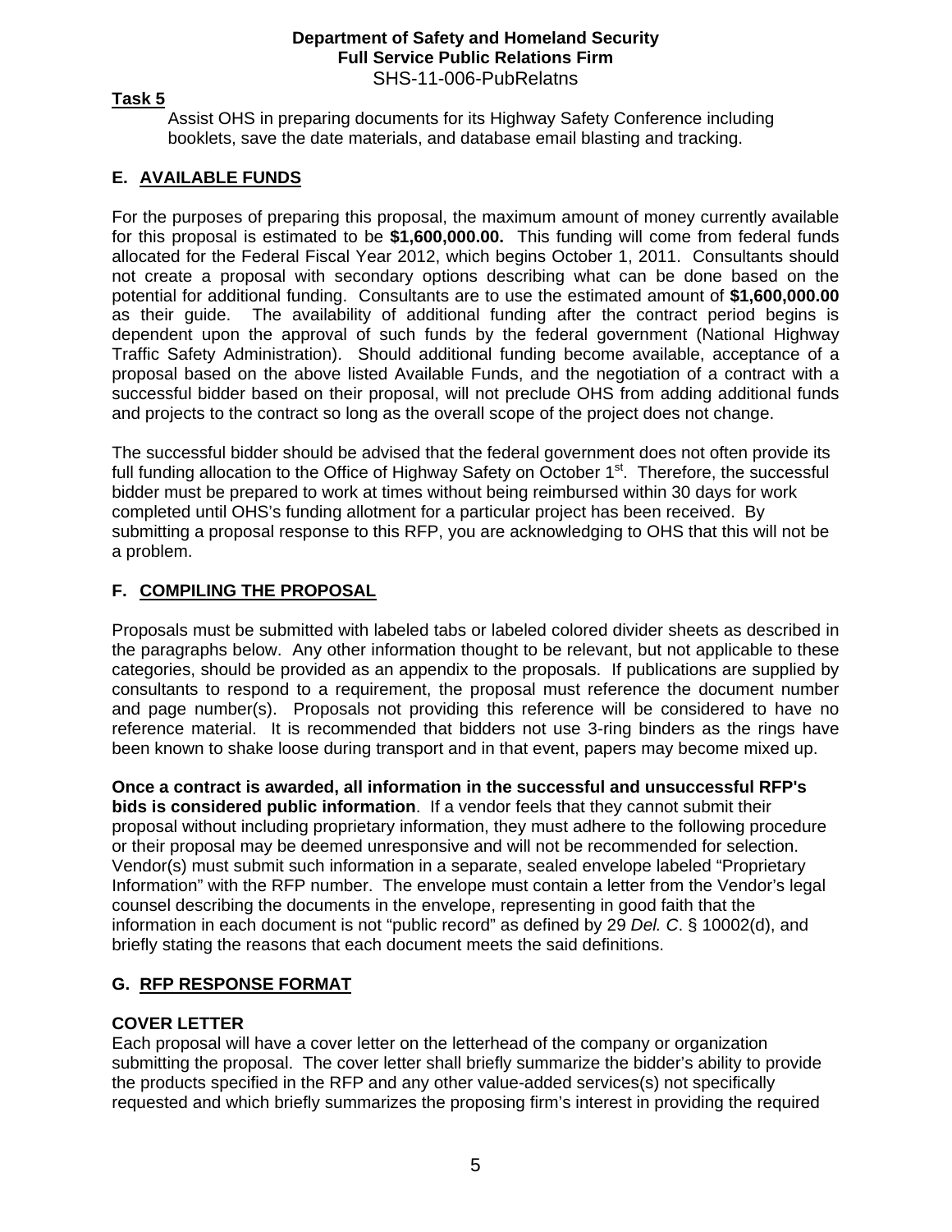**Task 5**

Assist OHS in preparing documents for its Highway Safety Conference including booklets, save the date materials, and database email blasting and tracking.

## E. AVAILABLE FUNDS

For the purposes of preparing this proposal, the maximum amount of money currently available for this proposal is estimated to be **$1,600,000.00.** This funding will come from federal funds allocated for the Federal Fiscal Year 2012, which begins October 1, 2011. Consultants should not create a proposal with secondary options describing what can be done based on the potential for additional funding. Consultants are to use the estimated amount of **$1,600,000.00** as their guide. The availability of additional funding after the contract period begins is dependent upon the approval of such funds by the federal government (National Highway Traffic Safety Administration). Should additional funding become available, acceptance of a proposal based on the above listed Available Funds, and the negotiation of a contract with a successful bidder based on their proposal, will not preclude OHS from adding additional funds and projects to the contract so long as the overall scope of the project does not change.

The successful bidder should be advised that the federal government does not often provide its full funding allocation to the Office of Highway Safety on October 1st. Therefore, the successful bidder must be prepared to work at times without being reimbursed within 30 days for work completed until OHS's funding allotment for a particular project has been received. By submitting a proposal response to this RFP, you are acknowledging to OHS that this will not be a problem.

## F. COMPILING THE PROPOSAL

Proposals must be submitted with labeled tabs or labeled colored divider sheets as described in the paragraphs below. Any other information thought to be relevant, but not applicable to these categories, should be provided as an appendix to the proposals. If publications are supplied by consultants to respond to a requirement, the proposal must reference the document number and page number(s). Proposals not providing this reference will be considered to have no reference material. It is recommended that bidders not use 3-ring binders as the rings have been known to shake loose during transport and in that event, papers may become mixed up.

**Once a contract is awarded, all information in the successful and unsuccessful RFP's bids is considered public information**. If a vendor feels that they cannot submit their proposal without including proprietary information, they must adhere to the following procedure or their proposal may be deemed unresponsive and will not be recommended for selection. Vendor(s) must submit such information in a separate, sealed envelope labeled "Proprietary Information" with the RFP number. The envelope must contain a letter from the Vendor's legal counsel describing the documents in the envelope, representing in good faith that the information in each document is not "public record" as defined by 29 *Del. C*. § 10002(d), and briefly stating the reasons that each document meets the said definitions.

## G. RFP RESPONSE FORMAT

**COVER LETTER**

Each proposal will have a cover letter on the letterhead of the company or organization submitting the proposal. The cover letter shall briefly summarize the bidder's ability to provide the products specified in the RFP and any other value-added services(s) not specifically requested and which briefly summarizes the proposing firm's interest in providing the required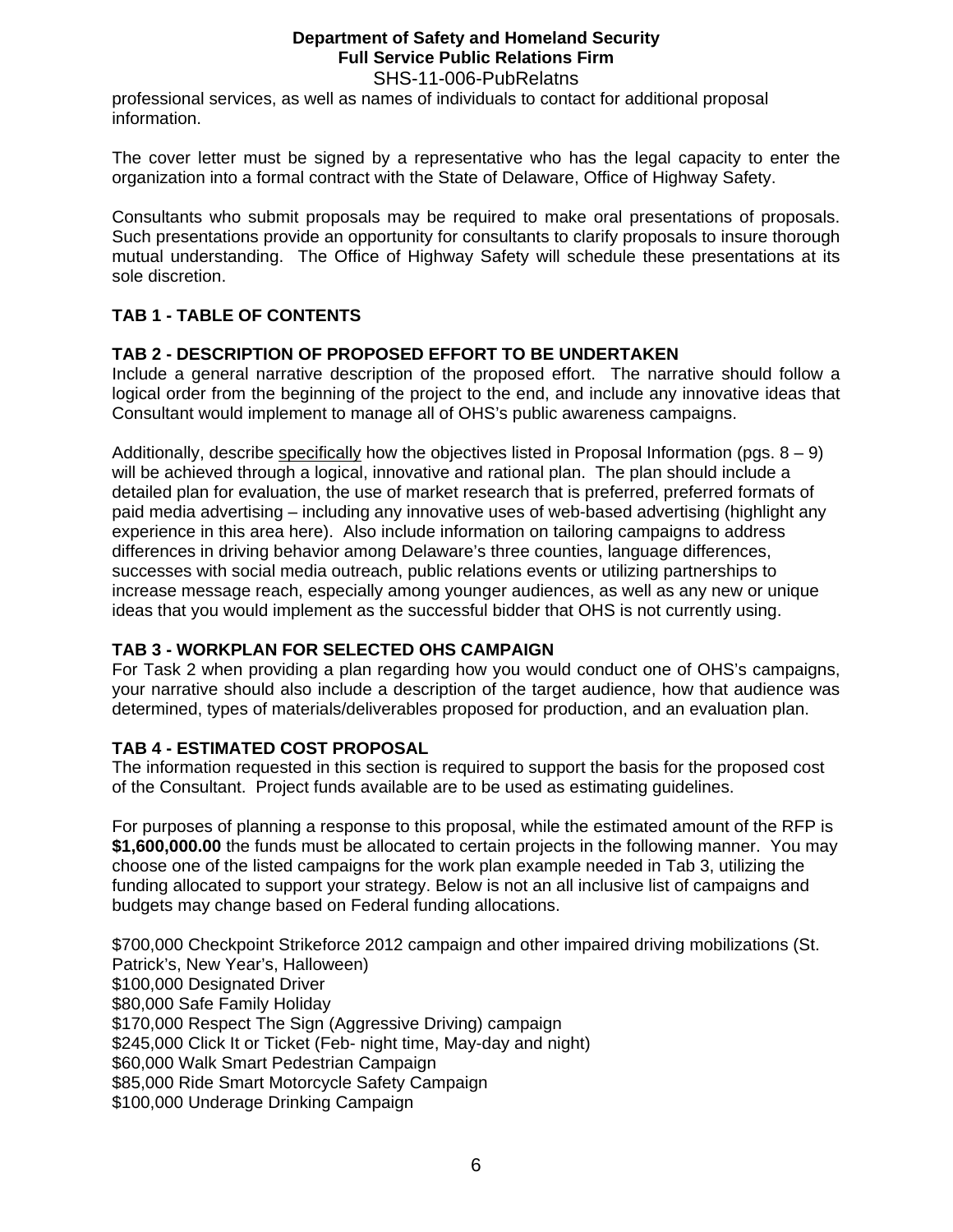professional services, as well as names of individuals to contact for additional proposal information.

The cover letter must be signed by a representative who has the legal capacity to enter the organization into a formal contract with the State of Delaware, Office of Highway Safety.

Consultants who submit proposals may be required to make oral presentations of proposals. Such presentations provide an opportunity for consultants to clarify proposals to insure thorough mutual understanding. The Office of Highway Safety will schedule these presentations at its sole discretion.

## TAB 1 - TABLE OF CONTENTS

## TAB 2 - DESCRIPTION OF PROPOSED EFFORT TO BE UNDERTAKEN

Include a general narrative description of the proposed effort. The narrative should follow a logical order from the beginning of the project to the end, and include any innovative ideas that Consultant would implement to manage all of OHS's public awareness campaigns.

Additionally, describe <u>specifically</u> how the objectives listed in Proposal Information (pgs. 8 – 9) will be achieved through a logical, innovative and rational plan. The plan should include a detailed plan for evaluation, the use of market research that is preferred, preferred formats of paid media advertising – including any innovative uses of web-based advertising (highlight any experience in this area here). Also include information on tailoring campaigns to address differences in driving behavior among Delaware's three counties, language differences, successes with social media outreach, public relations events or utilizing partnerships to increase message reach, especially among younger audiences, as well as any new or unique ideas that you would implement as the successful bidder that OHS is not currently using.

## TAB 3 - WORKPLAN FOR SELECTED OHS CAMPAIGN

For Task 2 when providing a plan regarding how you would conduct one of OHS's campaigns, your narrative should also include a description of the target audience, how that audience was determined, types of materials/deliverables proposed for production, and an evaluation plan.

## TAB 4 - ESTIMATED COST PROPOSAL

The information requested in this section is required to support the basis for the proposed cost of the Consultant. Project funds available are to be used as estimating guidelines.

For purposes of planning a response to this proposal, while the estimated amount of the RFP is **$1,600,000.00** the funds must be allocated to certain projects in the following manner. You may choose one of the listed campaigns for the work plan example needed in Tab 3, utilizing the funding allocated to support your strategy. Below is not an all inclusive list of campaigns and budgets may change based on Federal funding allocations.

$700,000 Checkpoint Strikeforce 2012 campaign and other impaired driving mobilizations (St. Patrick's, New Year's, Halloween)
$100,000 Designated Driver
$80,000 Safe Family Holiday
$170,000 Respect The Sign (Aggressive Driving) campaign
$245,000 Click It or Ticket (Feb- night time, May-day and night)
$60,000 Walk Smart Pedestrian Campaign
$85,000 Ride Smart Motorcycle Safety Campaign
$100,000 Underage Drinking Campaign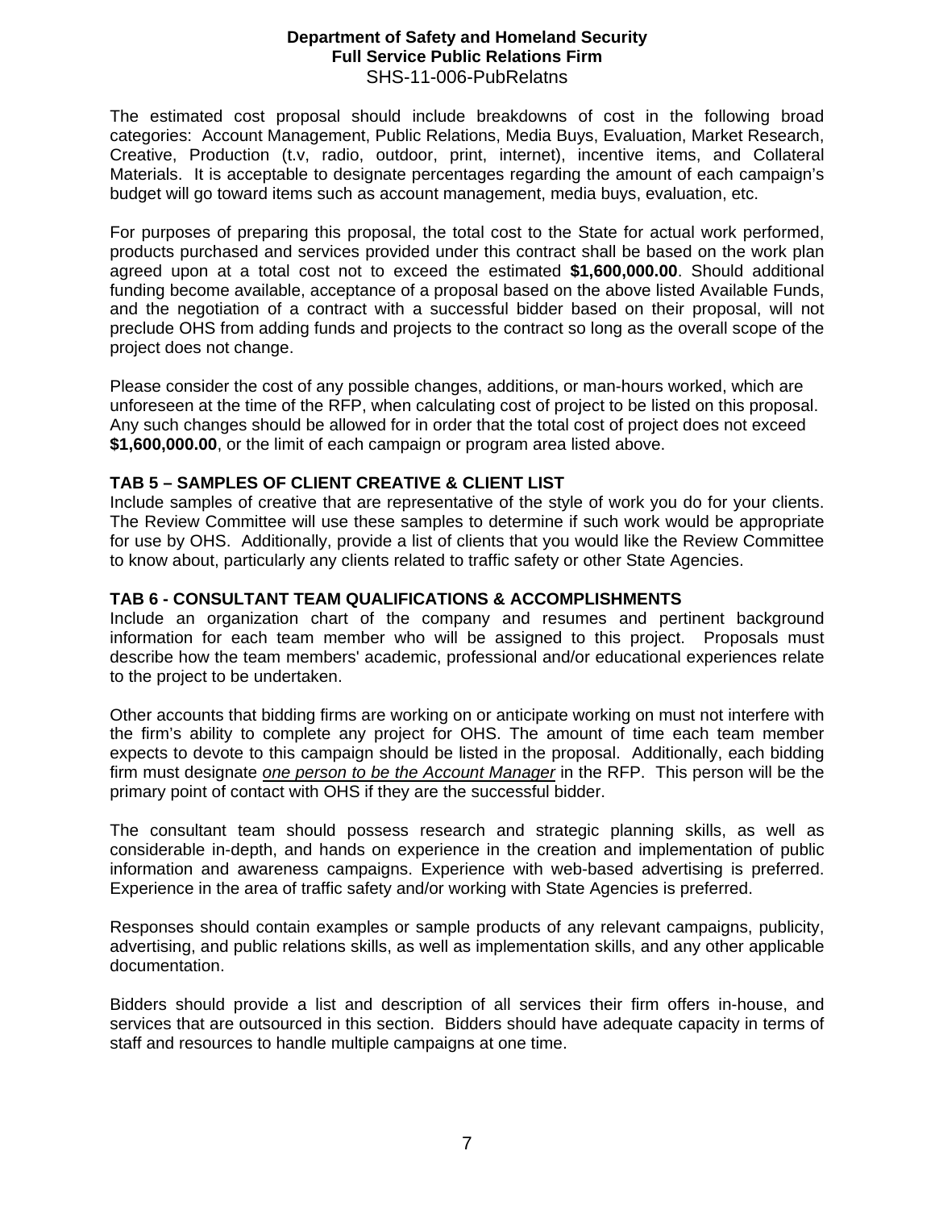The estimated cost proposal should include breakdowns of cost in the following broad categories: Account Management, Public Relations, Media Buys, Evaluation, Market Research, Creative, Production (t.v, radio, outdoor, print, internet), incentive items, and Collateral Materials. It is acceptable to designate percentages regarding the amount of each campaign's budget will go toward items such as account management, media buys, evaluation, etc.

For purposes of preparing this proposal, the total cost to the State for actual work performed, products purchased and services provided under this contract shall be based on the work plan agreed upon at a total cost not to exceed the estimated **$1,600,000.00**. Should additional funding become available, acceptance of a proposal based on the above listed Available Funds, and the negotiation of a contract with a successful bidder based on their proposal, will not preclude OHS from adding funds and projects to the contract so long as the overall scope of the project does not change.

Please consider the cost of any possible changes, additions, or man-hours worked, which are unforeseen at the time of the RFP, when calculating cost of project to be listed on this proposal. Any such changes should be allowed for in order that the total cost of project does not exceed **$1,600,000.00**, or the limit of each campaign or program area listed above.

### TAB 5 – SAMPLES OF CLIENT CREATIVE & CLIENT LIST

Include samples of creative that are representative of the style of work you do for your clients. The Review Committee will use these samples to determine if such work would be appropriate for use by OHS. Additionally, provide a list of clients that you would like the Review Committee to know about, particularly any clients related to traffic safety or other State Agencies.

### TAB 6 - CONSULTANT TEAM QUALIFICATIONS & ACCOMPLISHMENTS

Include an organization chart of the company and resumes and pertinent background information for each team member who will be assigned to this project. Proposals must describe how the team members' academic, professional and/or educational experiences relate to the project to be undertaken.

Other accounts that bidding firms are working on or anticipate working on must not interfere with the firm's ability to complete any project for OHS. The amount of time each team member expects to devote to this campaign should be listed in the proposal. Additionally, each bidding firm must designate ***one person to be the Account Manager*** in the RFP. This person will be the primary point of contact with OHS if they are the successful bidder.

The consultant team should possess research and strategic planning skills, as well as considerable in-depth, and hands on experience in the creation and implementation of public information and awareness campaigns. Experience with web-based advertising is preferred. Experience in the area of traffic safety and/or working with State Agencies is preferred.

Responses should contain examples or sample products of any relevant campaigns, publicity, advertising, and public relations skills, as well as implementation skills, and any other applicable documentation.

Bidders should provide a list and description of all services their firm offers in-house, and services that are outsourced in this section. Bidders should have adequate capacity in terms of staff and resources to handle multiple campaigns at one time.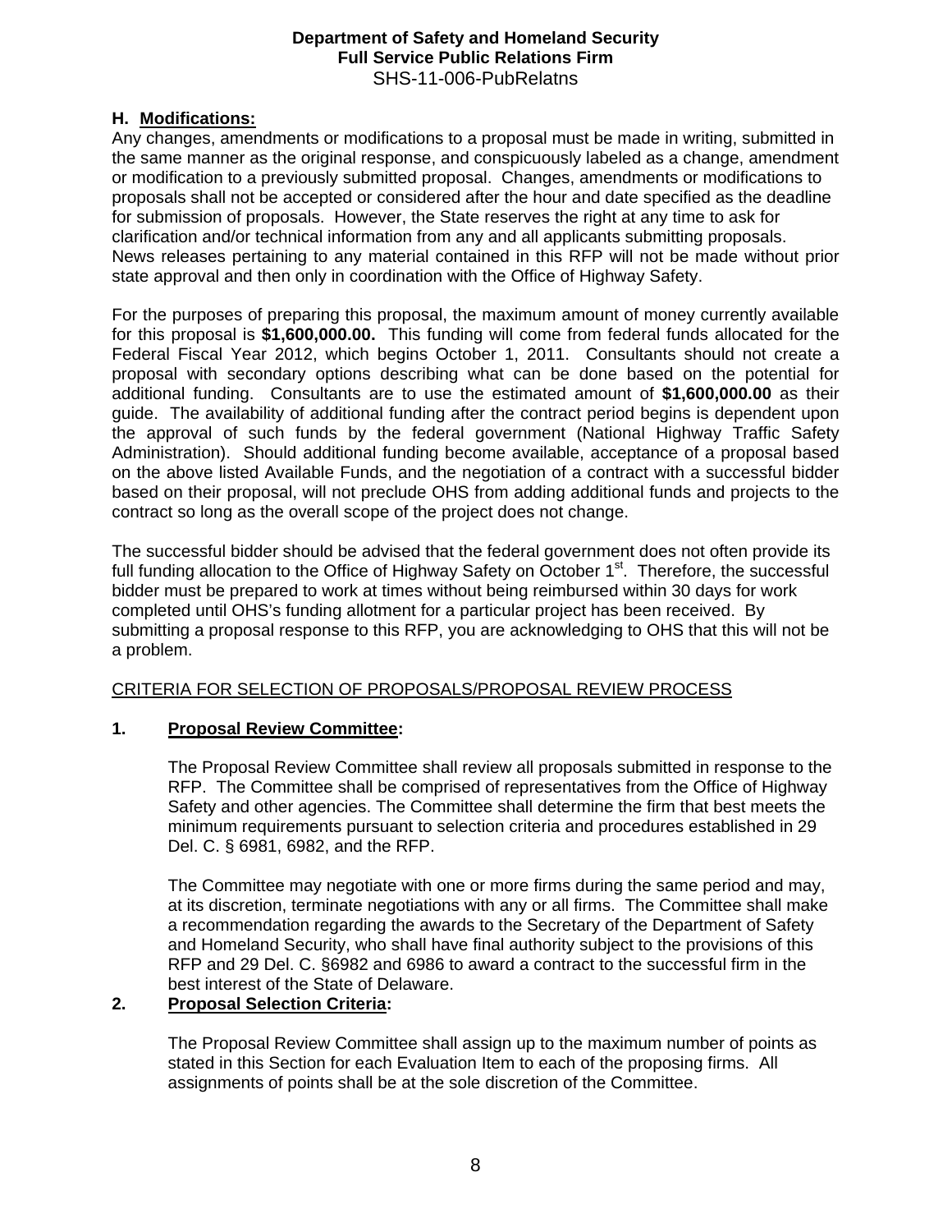### H. Modifications:

Any changes, amendments or modifications to a proposal must be made in writing, submitted in the same manner as the original response, and conspicuously labeled as a change, amendment or modification to a previously submitted proposal. Changes, amendments or modifications to proposals shall not be accepted or considered after the hour and date specified as the deadline for submission of proposals. However, the State reserves the right at any time to ask for clarification and/or technical information from any and all applicants submitting proposals. News releases pertaining to any material contained in this RFP will not be made without prior state approval and then only in coordination with the Office of Highway Safety.

For the purposes of preparing this proposal, the maximum amount of money currently available for this proposal is **$1,600,000.00.** This funding will come from federal funds allocated for the Federal Fiscal Year 2012, which begins October 1, 2011. Consultants should not create a proposal with secondary options describing what can be done based on the potential for additional funding. Consultants are to use the estimated amount of **$1,600,000.00** as their guide. The availability of additional funding after the contract period begins is dependent upon the approval of such funds by the federal government (National Highway Traffic Safety Administration). Should additional funding become available, acceptance of a proposal based on the above listed Available Funds, and the negotiation of a contract with a successful bidder based on their proposal, will not preclude OHS from adding additional funds and projects to the contract so long as the overall scope of the project does not change.

The successful bidder should be advised that the federal government does not often provide its full funding allocation to the Office of Highway Safety on October 1st. Therefore, the successful bidder must be prepared to work at times without being reimbursed within 30 days for work completed until OHS's funding allotment for a particular project has been received. By submitting a proposal response to this RFP, you are acknowledging to OHS that this will not be a problem.

CRITERIA FOR SELECTION OF PROPOSALS/PROPOSAL REVIEW PROCESS

**1. Proposal Review Committee:**

The Proposal Review Committee shall review all proposals submitted in response to the RFP. The Committee shall be comprised of representatives from the Office of Highway Safety and other agencies. The Committee shall determine the firm that best meets the minimum requirements pursuant to selection criteria and procedures established in 29 Del. C. § 6981, 6982, and the RFP.

The Committee may negotiate with one or more firms during the same period and may, at its discretion, terminate negotiations with any or all firms. The Committee shall make a recommendation regarding the awards to the Secretary of the Department of Safety and Homeland Security, who shall have final authority subject to the provisions of this RFP and 29 Del. C. §6982 and 6986 to award a contract to the successful firm in the best interest of the State of Delaware.

**2. Proposal Selection Criteria:**

The Proposal Review Committee shall assign up to the maximum number of points as stated in this Section for each Evaluation Item to each of the proposing firms. All assignments of points shall be at the sole discretion of the Committee.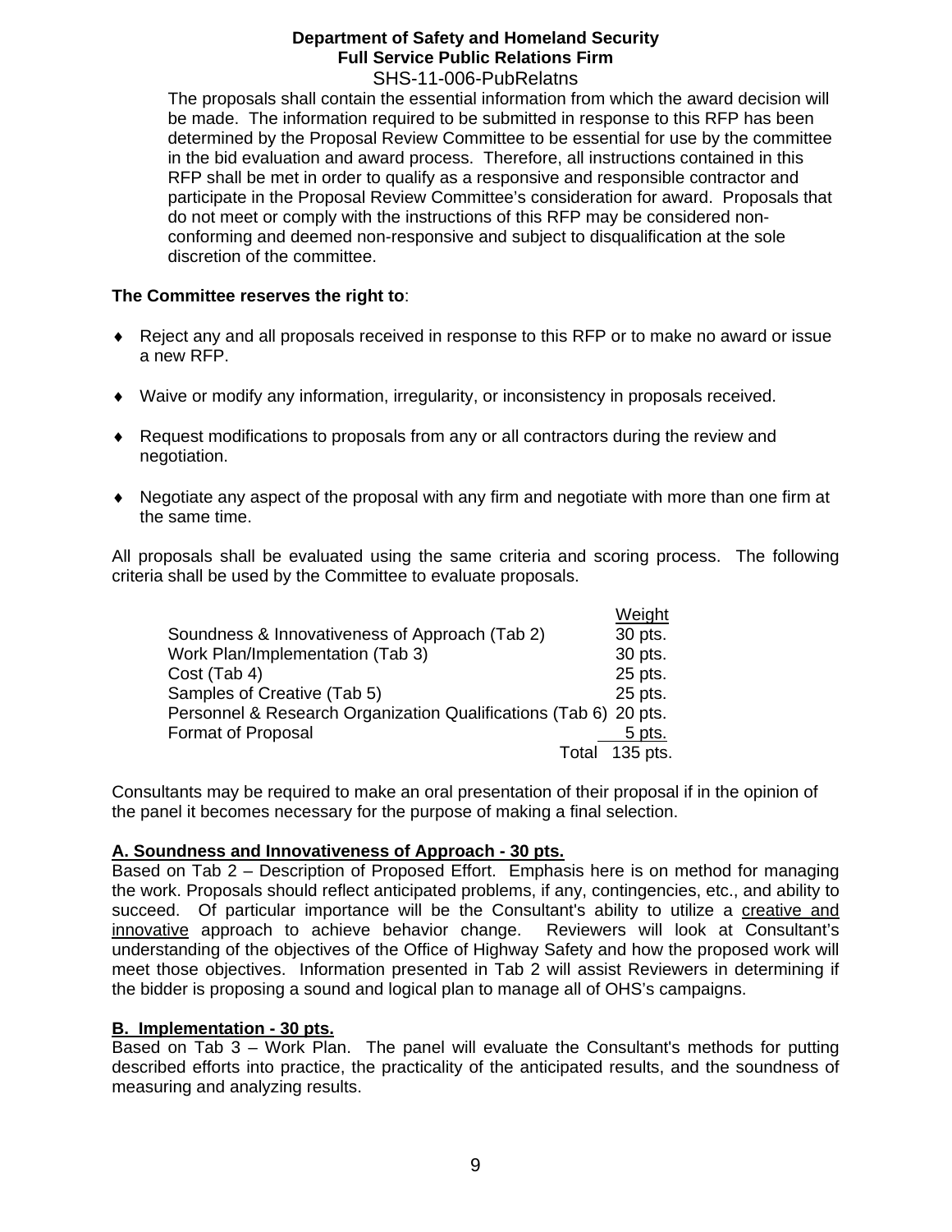The proposals shall contain the essential information from which the award decision will be made. The information required to be submitted in response to this RFP has been determined by the Proposal Review Committee to be essential for use by the committee in the bid evaluation and award process. Therefore, all instructions contained in this RFP shall be met in order to qualify as a responsive and responsible contractor and participate in the Proposal Review Committee's consideration for award. Proposals that do not meet or comply with the instructions of this RFP may be considered non-conforming and deemed non-responsive and subject to disqualification at the sole discretion of the committee.

**The Committee reserves the right to**:

- Reject any and all proposals received in response to this RFP or to make no award or issue a new RFP.
- Waive or modify any information, irregularity, or inconsistency in proposals received.
- Request modifications to proposals from any or all contractors during the review and negotiation.
- Negotiate any aspect of the proposal with any firm and negotiate with more than one firm at the same time.

All proposals shall be evaluated using the same criteria and scoring process. The following criteria shall be used by the Committee to evaluate proposals.

| | Weight |
|---|---|
| Soundness & Innovativeness of Approach (Tab 2) | 30 pts. |
| Work Plan/Implementation (Tab 3) | 30 pts. |
| Cost (Tab 4) | 25 pts. |
| Samples of Creative (Tab 5) | 25 pts. |
| Personnel & Research Organization Qualifications (Tab 6) | 20 pts. |
| Format of Proposal | 5 pts. |
| Total | 135 pts. |

Consultants may be required to make an oral presentation of their proposal if in the opinion of the panel it becomes necessary for the purpose of making a final selection.

**A. Soundness and Innovativeness of Approach - 30 pts.**

Based on Tab 2 – Description of Proposed Effort. Emphasis here is on method for managing the work. Proposals should reflect anticipated problems, if any, contingencies, etc., and ability to succeed. Of particular importance will be the Consultant's ability to utilize a creative and innovative approach to achieve behavior change. Reviewers will look at Consultant's understanding of the objectives of the Office of Highway Safety and how the proposed work will meet those objectives. Information presented in Tab 2 will assist Reviewers in determining if the bidder is proposing a sound and logical plan to manage all of OHS's campaigns.

**B. Implementation - 30 pts.**

Based on Tab 3 – Work Plan. The panel will evaluate the Consultant's methods for putting described efforts into practice, the practicality of the anticipated results, and the soundness of measuring and analyzing results.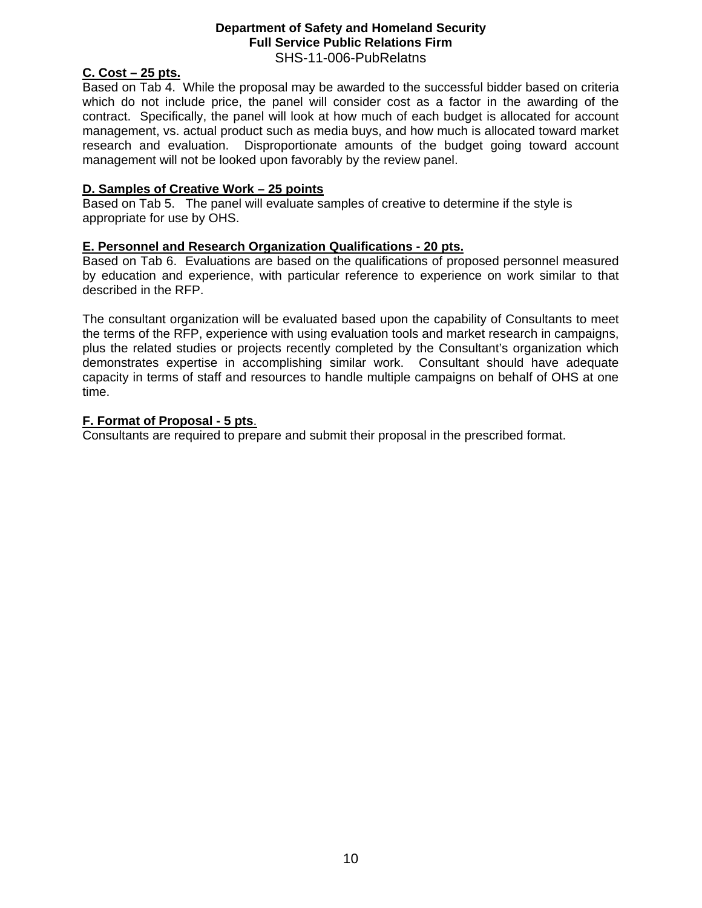**C. Cost – 25 pts.**

Based on Tab 4. While the proposal may be awarded to the successful bidder based on criteria which do not include price, the panel will consider cost as a factor in the awarding of the contract. Specifically, the panel will look at how much of each budget is allocated for account management, vs. actual product such as media buys, and how much is allocated toward market research and evaluation. Disproportionate amounts of the budget going toward account management will not be looked upon favorably by the review panel.

**D. Samples of Creative Work – 25 points**

Based on Tab 5. The panel will evaluate samples of creative to determine if the style is appropriate for use by OHS.

**E. Personnel and Research Organization Qualifications - 20 pts.**

Based on Tab 6. Evaluations are based on the qualifications of proposed personnel measured by education and experience, with particular reference to experience on work similar to that described in the RFP.

The consultant organization will be evaluated based upon the capability of Consultants to meet the terms of the RFP, experience with using evaluation tools and market research in campaigns, plus the related studies or projects recently completed by the Consultant's organization which demonstrates expertise in accomplishing similar work. Consultant should have adequate capacity in terms of staff and resources to handle multiple campaigns on behalf of OHS at one time.

**F. Format of Proposal - 5 pts.**

Consultants are required to prepare and submit their proposal in the prescribed format.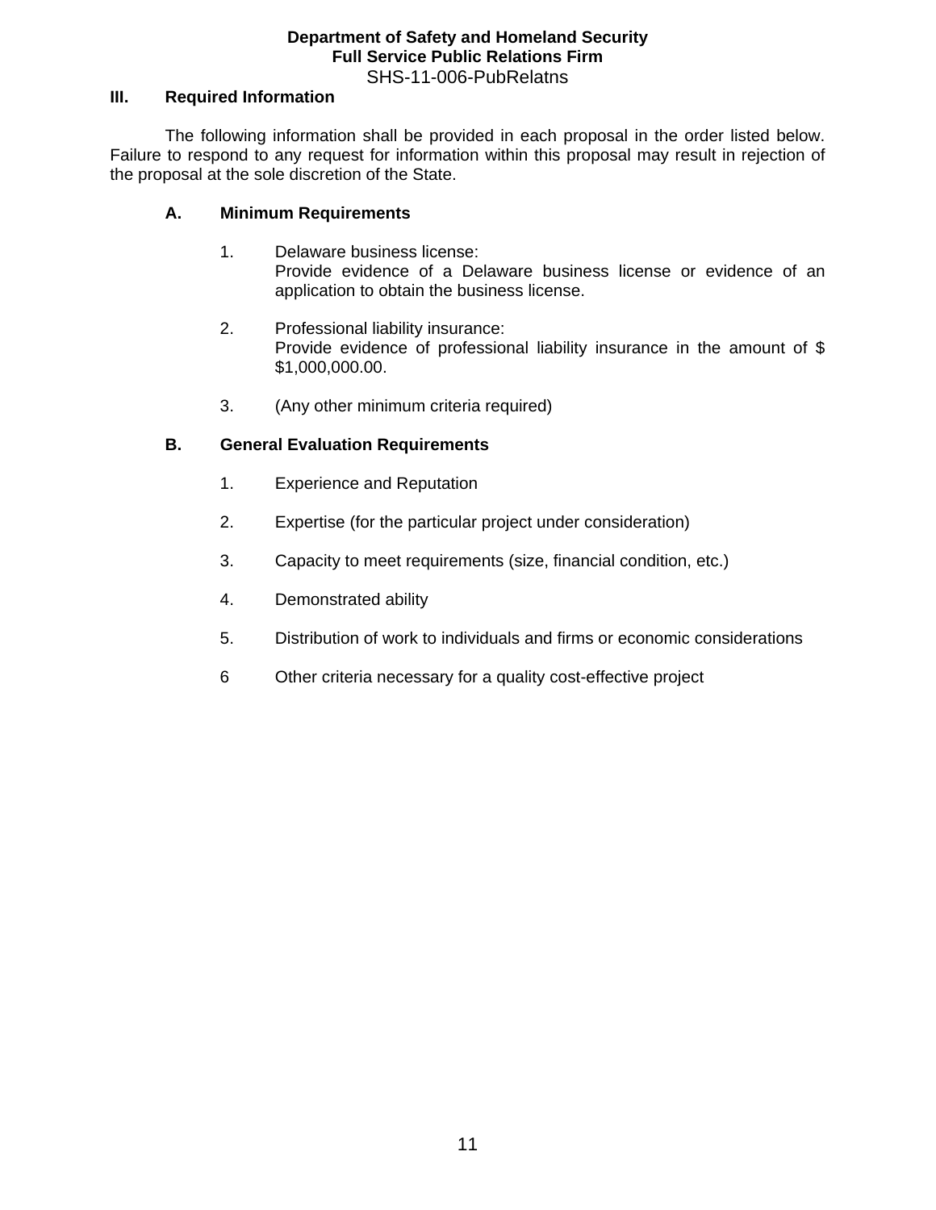## III. Required Information

The following information shall be provided in each proposal in the order listed below. Failure to respond to any request for information within this proposal may result in rejection of the proposal at the sole discretion of the State.

### A. Minimum Requirements

1. Delaware business license:
   Provide evidence of a Delaware business license or evidence of an application to obtain the business license.

2. Professional liability insurance:
   Provide evidence of professional liability insurance in the amount of $ $1,000,000.00.

3. (Any other minimum criteria required)

### B. General Evaluation Requirements

1. Experience and Reputation

2. Expertise (for the particular project under consideration)

3. Capacity to meet requirements (size, financial condition, etc.)

4. Demonstrated ability

5. Distribution of work to individuals and firms or economic considerations

6 Other criteria necessary for a quality cost-effective project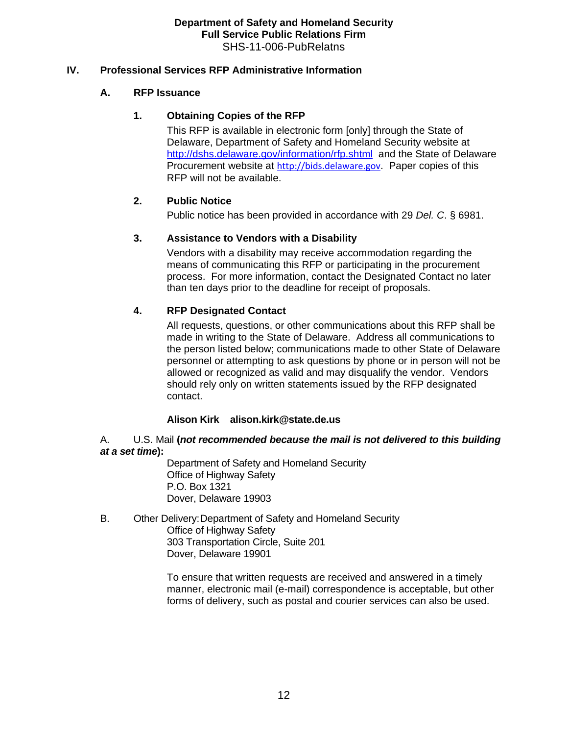## IV. Professional Services RFP Administrative Information

### A. RFP Issuance

#### 1. Obtaining Copies of the RFP

This RFP is available in electronic form [only] through the State of Delaware, Department of Safety and Homeland Security website at http://dshs.delaware.gov/information/rfp.shtml and the State of Delaware Procurement website at http://bids.delaware.gov. Paper copies of this RFP will not be available.

#### 2. Public Notice

Public notice has been provided in accordance with 29 *Del. C*. § 6981.

#### 3. Assistance to Vendors with a Disability

Vendors with a disability may receive accommodation regarding the means of communicating this RFP or participating in the procurement process. For more information, contact the Designated Contact no later than ten days prior to the deadline for receipt of proposals.

#### 4. RFP Designated Contact

All requests, questions, or other communications about this RFP shall be made in writing to the State of Delaware. Address all communications to the person listed below; communications made to other State of Delaware personnel or attempting to ask questions by phone or in person will not be allowed or recognized as valid and may disqualify the vendor. Vendors should rely only on written statements issued by the RFP designated contact.

**Alison Kirk alison.kirk@state.de.us**

A. U.S. Mail (***not recommended because the mail is not delivered to this building at a set time***):

Department of Safety and Homeland Security
Office of Highway Safety
P.O. Box 1321
Dover, Delaware 19903

B. Other Delivery: Department of Safety and Homeland Security
Office of Highway Safety
303 Transportation Circle, Suite 201
Dover, Delaware 19901

To ensure that written requests are received and answered in a timely manner, electronic mail (e-mail) correspondence is acceptable, but other forms of delivery, such as postal and courier services can also be used.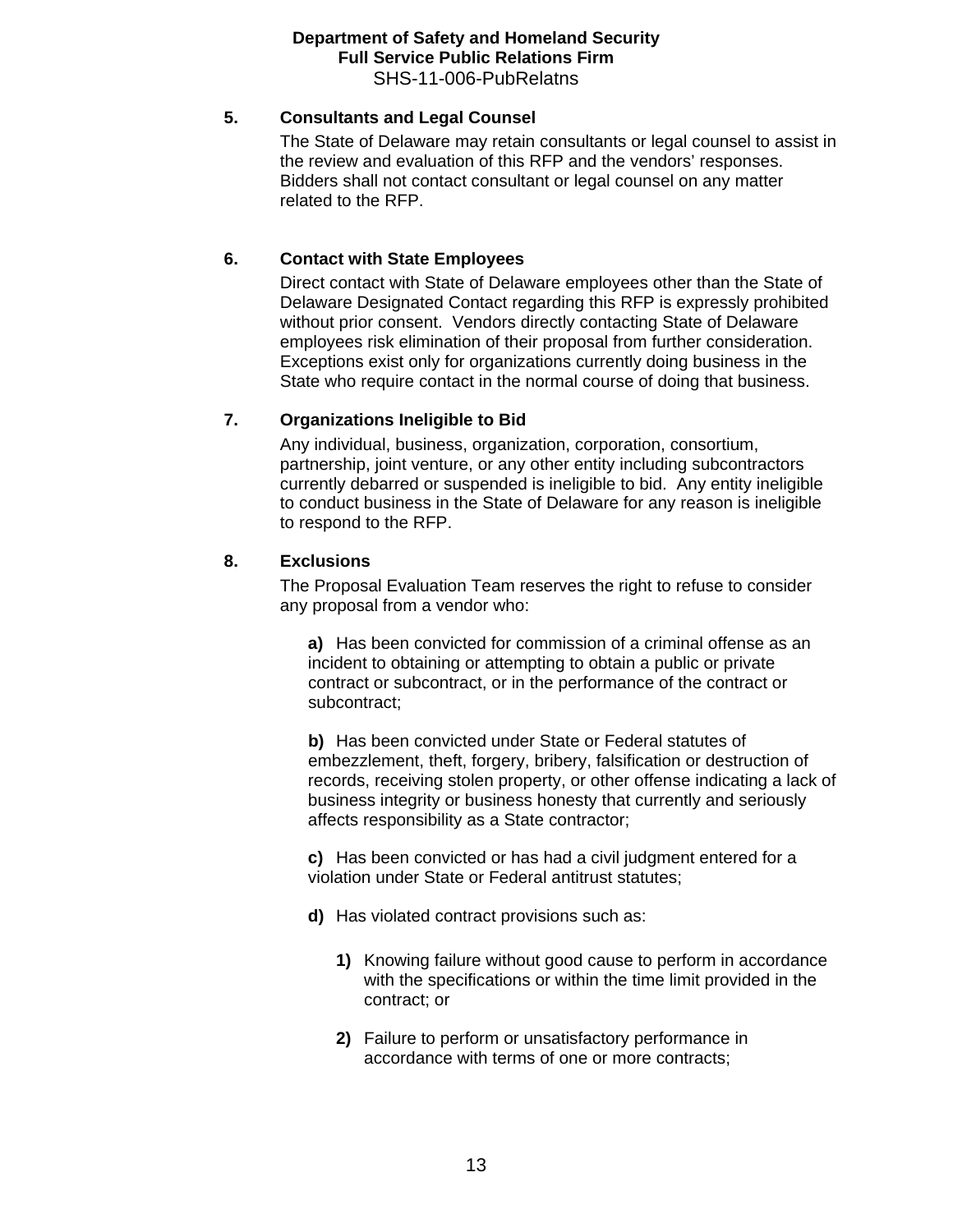### 5. Consultants and Legal Counsel

The State of Delaware may retain consultants or legal counsel to assist in the review and evaluation of this RFP and the vendors' responses. Bidders shall not contact consultant or legal counsel on any matter related to the RFP.

### 6. Contact with State Employees

Direct contact with State of Delaware employees other than the State of Delaware Designated Contact regarding this RFP is expressly prohibited without prior consent. Vendors directly contacting State of Delaware employees risk elimination of their proposal from further consideration. Exceptions exist only for organizations currently doing business in the State who require contact in the normal course of doing that business.

### 7. Organizations Ineligible to Bid

Any individual, business, organization, corporation, consortium, partnership, joint venture, or any other entity including subcontractors currently debarred or suspended is ineligible to bid. Any entity ineligible to conduct business in the State of Delaware for any reason is ineligible to respond to the RFP.

### 8. Exclusions

The Proposal Evaluation Team reserves the right to refuse to consider any proposal from a vendor who:

**a)** Has been convicted for commission of a criminal offense as an incident to obtaining or attempting to obtain a public or private contract or subcontract, or in the performance of the contract or subcontract;

**b)** Has been convicted under State or Federal statutes of embezzlement, theft, forgery, bribery, falsification or destruction of records, receiving stolen property, or other offense indicating a lack of business integrity or business honesty that currently and seriously affects responsibility as a State contractor;

**c)** Has been convicted or has had a civil judgment entered for a violation under State or Federal antitrust statutes;

**d)** Has violated contract provisions such as:

- **1)** Knowing failure without good cause to perform in accordance with the specifications or within the time limit provided in the contract; or

- **2)** Failure to perform or unsatisfactory performance in accordance with terms of one or more contracts;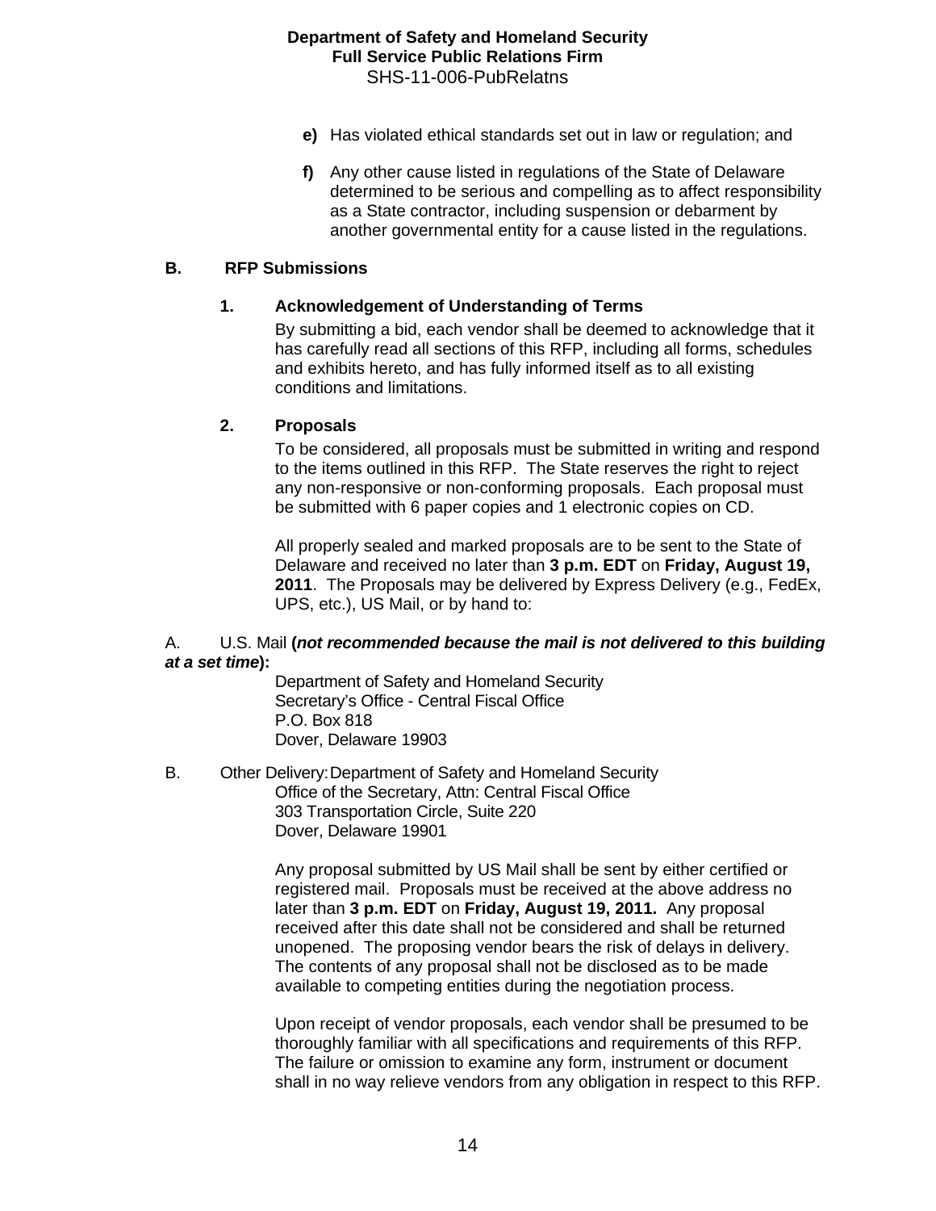e) Has violated ethical standards set out in law or regulation; and

f) Any other cause listed in regulations of the State of Delaware determined to be serious and compelling as to affect responsibility as a State contractor, including suspension or debarment by another governmental entity for a cause listed in the regulations.

## B. RFP Submissions

### 1. Acknowledgement of Understanding of Terms

By submitting a bid, each vendor shall be deemed to acknowledge that it has carefully read all sections of this RFP, including all forms, schedules and exhibits hereto, and has fully informed itself as to all existing conditions and limitations.

### 2. Proposals

To be considered, all proposals must be submitted in writing and respond to the items outlined in this RFP. The State reserves the right to reject any non-responsive or non-conforming proposals. Each proposal must be submitted with 6 paper copies and 1 electronic copies on CD.

All properly sealed and marked proposals are to be sent to the State of Delaware and received no later than **3 p.m. EDT** on **Friday, August 19, 2011**. The Proposals may be delivered by Express Delivery (e.g., FedEx, UPS, etc.), US Mail, or by hand to:

A. U.S. Mail (***not recommended because the mail is not delivered to this building at a set time***):

Department of Safety and Homeland Security
Secretary's Office - Central Fiscal Office
P.O. Box 818
Dover, Delaware 19903

B. Other Delivery: Department of Safety and Homeland Security
Office of the Secretary, Attn: Central Fiscal Office
303 Transportation Circle, Suite 220
Dover, Delaware 19901

Any proposal submitted by US Mail shall be sent by either certified or registered mail. Proposals must be received at the above address no later than **3 p.m. EDT** on **Friday, August 19, 2011.** Any proposal received after this date shall not be considered and shall be returned unopened. The proposing vendor bears the risk of delays in delivery. The contents of any proposal shall not be disclosed as to be made available to competing entities during the negotiation process.

Upon receipt of vendor proposals, each vendor shall be presumed to be thoroughly familiar with all specifications and requirements of this RFP. The failure or omission to examine any form, instrument or document shall in no way relieve vendors from any obligation in respect to this RFP.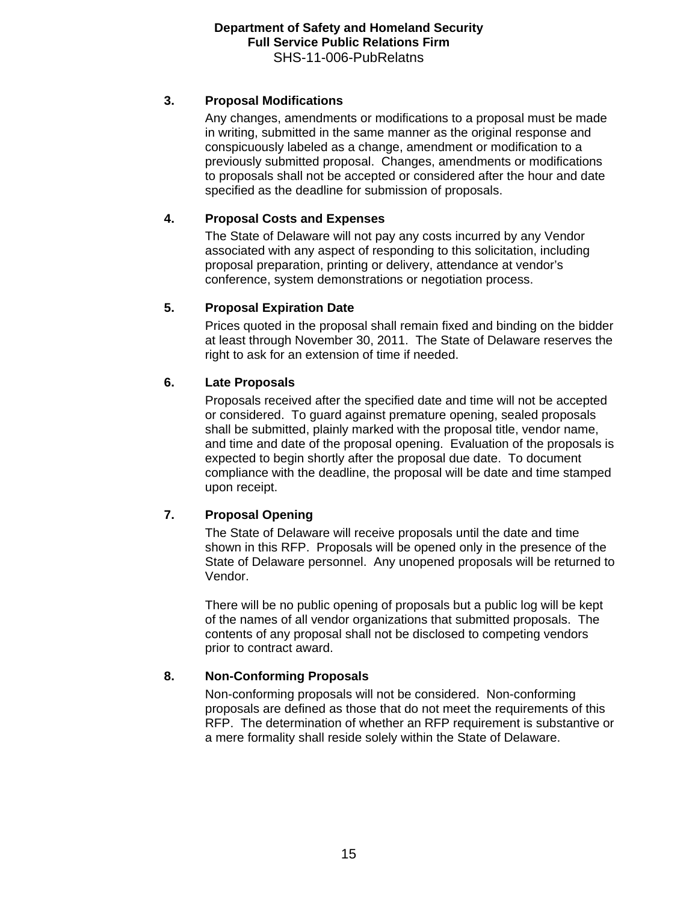### 3. Proposal Modifications

Any changes, amendments or modifications to a proposal must be made in writing, submitted in the same manner as the original response and conspicuously labeled as a change, amendment or modification to a previously submitted proposal. Changes, amendments or modifications to proposals shall not be accepted or considered after the hour and date specified as the deadline for submission of proposals.

### 4. Proposal Costs and Expenses

The State of Delaware will not pay any costs incurred by any Vendor associated with any aspect of responding to this solicitation, including proposal preparation, printing or delivery, attendance at vendor's conference, system demonstrations or negotiation process.

### 5. Proposal Expiration Date

Prices quoted in the proposal shall remain fixed and binding on the bidder at least through November 30, 2011. The State of Delaware reserves the right to ask for an extension of time if needed.

### 6. Late Proposals

Proposals received after the specified date and time will not be accepted or considered. To guard against premature opening, sealed proposals shall be submitted, plainly marked with the proposal title, vendor name, and time and date of the proposal opening. Evaluation of the proposals is expected to begin shortly after the proposal due date. To document compliance with the deadline, the proposal will be date and time stamped upon receipt.

### 7. Proposal Opening

The State of Delaware will receive proposals until the date and time shown in this RFP. Proposals will be opened only in the presence of the State of Delaware personnel. Any unopened proposals will be returned to Vendor.

There will be no public opening of proposals but a public log will be kept of the names of all vendor organizations that submitted proposals. The contents of any proposal shall not be disclosed to competing vendors prior to contract award.

### 8. Non-Conforming Proposals

Non-conforming proposals will not be considered. Non-conforming proposals are defined as those that do not meet the requirements of this RFP. The determination of whether an RFP requirement is substantive or a mere formality shall reside solely within the State of Delaware.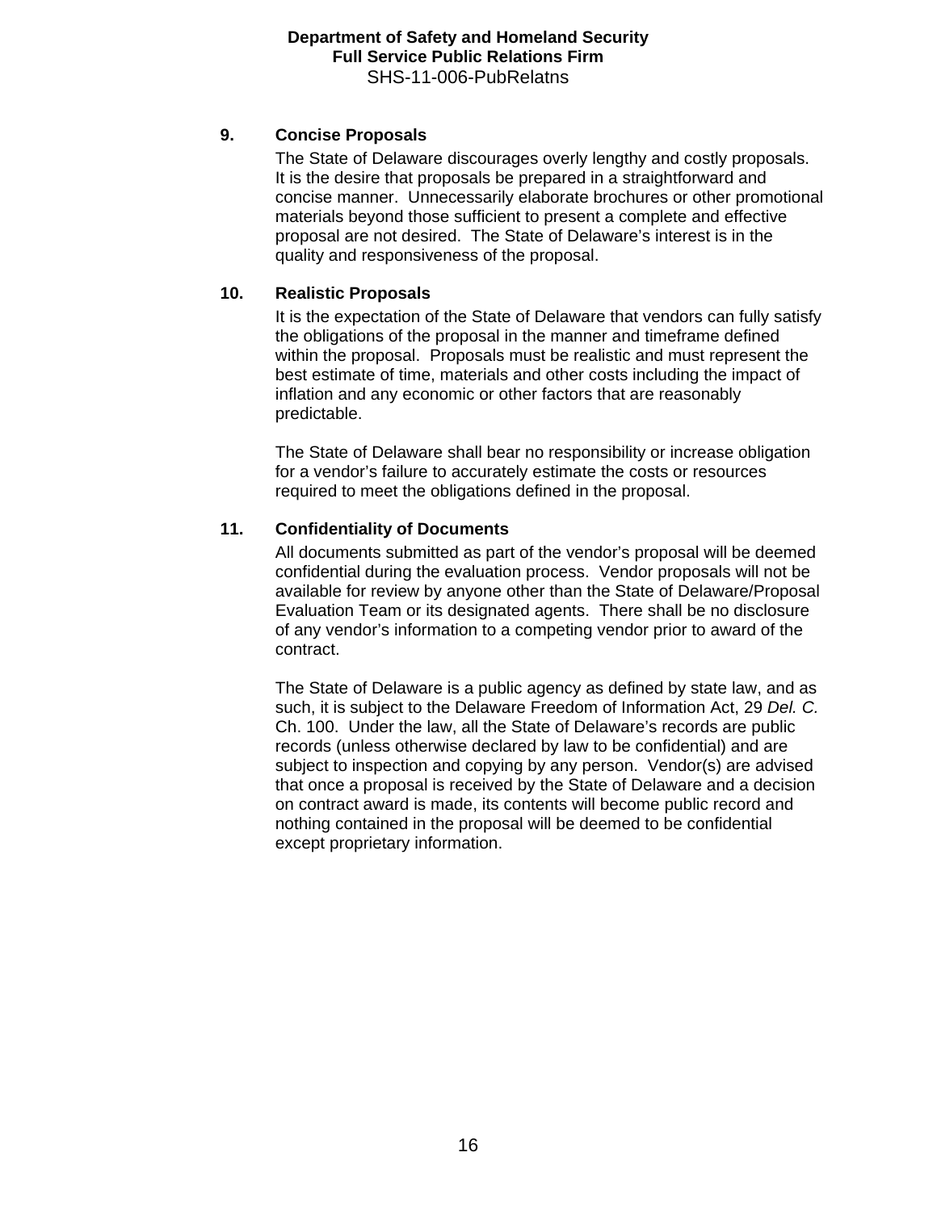**9. Concise Proposals**

The State of Delaware discourages overly lengthy and costly proposals. It is the desire that proposals be prepared in a straightforward and concise manner. Unnecessarily elaborate brochures or other promotional materials beyond those sufficient to present a complete and effective proposal are not desired. The State of Delaware's interest is in the quality and responsiveness of the proposal.

**10. Realistic Proposals**

It is the expectation of the State of Delaware that vendors can fully satisfy the obligations of the proposal in the manner and timeframe defined within the proposal. Proposals must be realistic and must represent the best estimate of time, materials and other costs including the impact of inflation and any economic or other factors that are reasonably predictable.

The State of Delaware shall bear no responsibility or increase obligation for a vendor's failure to accurately estimate the costs or resources required to meet the obligations defined in the proposal.

**11. Confidentiality of Documents**

All documents submitted as part of the vendor's proposal will be deemed confidential during the evaluation process. Vendor proposals will not be available for review by anyone other than the State of Delaware/Proposal Evaluation Team or its designated agents. There shall be no disclosure of any vendor's information to a competing vendor prior to award of the contract.

The State of Delaware is a public agency as defined by state law, and as such, it is subject to the Delaware Freedom of Information Act, 29 *Del. C.* Ch. 100. Under the law, all the State of Delaware's records are public records (unless otherwise declared by law to be confidential) and are subject to inspection and copying by any person. Vendor(s) are advised that once a proposal is received by the State of Delaware and a decision on contract award is made, its contents will become public record and nothing contained in the proposal will be deemed to be confidential except proprietary information.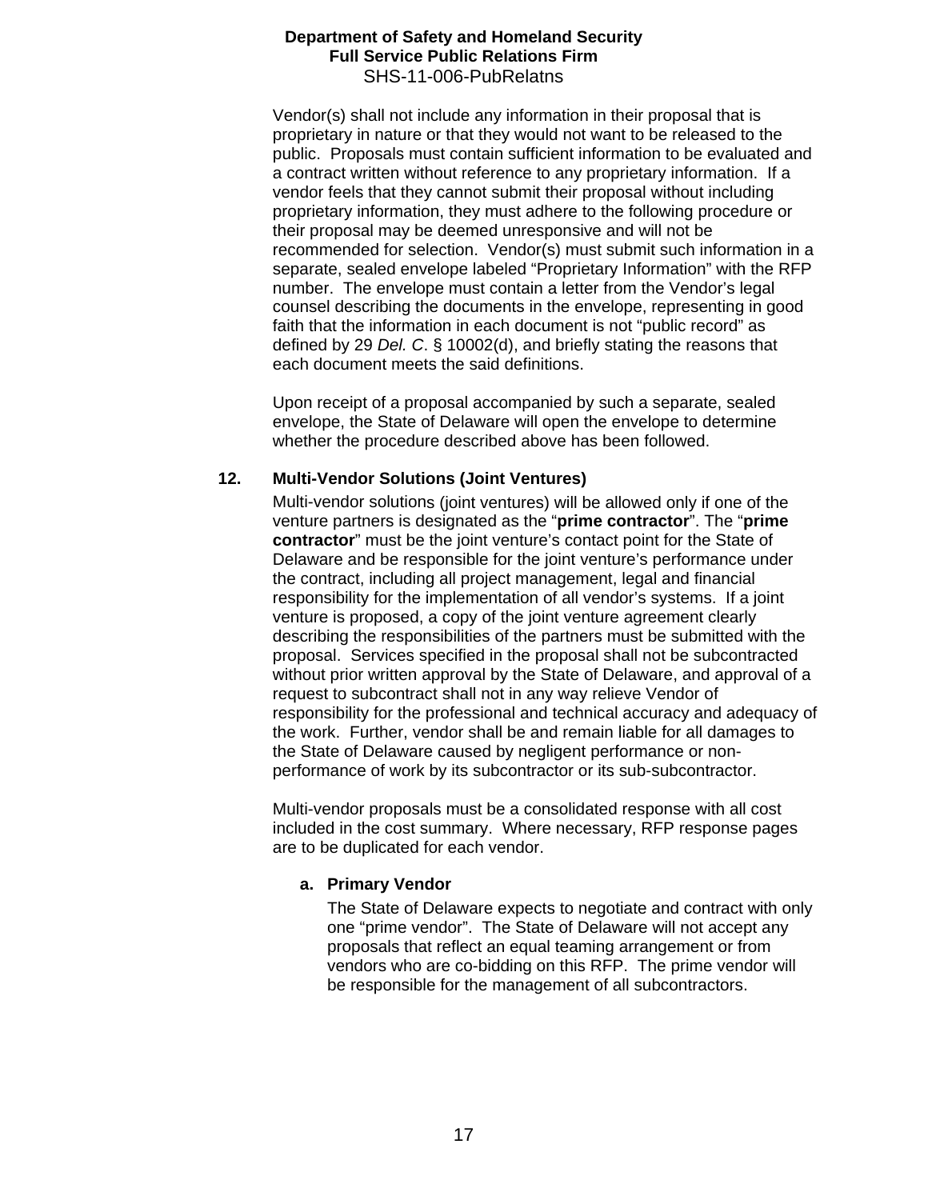Vendor(s) shall not include any information in their proposal that is proprietary in nature or that they would not want to be released to the public. Proposals must contain sufficient information to be evaluated and a contract written without reference to any proprietary information. If a vendor feels that they cannot submit their proposal without including proprietary information, they must adhere to the following procedure or their proposal may be deemed unresponsive and will not be recommended for selection. Vendor(s) must submit such information in a separate, sealed envelope labeled "Proprietary Information" with the RFP number. The envelope must contain a letter from the Vendor's legal counsel describing the documents in the envelope, representing in good faith that the information in each document is not "public record" as defined by 29 *Del. C*. § 10002(d), and briefly stating the reasons that each document meets the said definitions.

Upon receipt of a proposal accompanied by such a separate, sealed envelope, the State of Delaware will open the envelope to determine whether the procedure described above has been followed.

## 12. Multi-Vendor Solutions (Joint Ventures)

Multi-vendor solutions (joint ventures) will be allowed only if one of the venture partners is designated as the "**prime contractor**". The "**prime contractor**" must be the joint venture's contact point for the State of Delaware and be responsible for the joint venture's performance under the contract, including all project management, legal and financial responsibility for the implementation of all vendor's systems. If a joint venture is proposed, a copy of the joint venture agreement clearly describing the responsibilities of the partners must be submitted with the proposal. Services specified in the proposal shall not be subcontracted without prior written approval by the State of Delaware, and approval of a request to subcontract shall not in any way relieve Vendor of responsibility for the professional and technical accuracy and adequacy of the work. Further, vendor shall be and remain liable for all damages to the State of Delaware caused by negligent performance or non-performance of work by its subcontractor or its sub-subcontractor.

Multi-vendor proposals must be a consolidated response with all cost included in the cost summary. Where necessary, RFP response pages are to be duplicated for each vendor.

### a. Primary Vendor

The State of Delaware expects to negotiate and contract with only one "prime vendor". The State of Delaware will not accept any proposals that reflect an equal teaming arrangement or from vendors who are co-bidding on this RFP. The prime vendor will be responsible for the management of all subcontractors.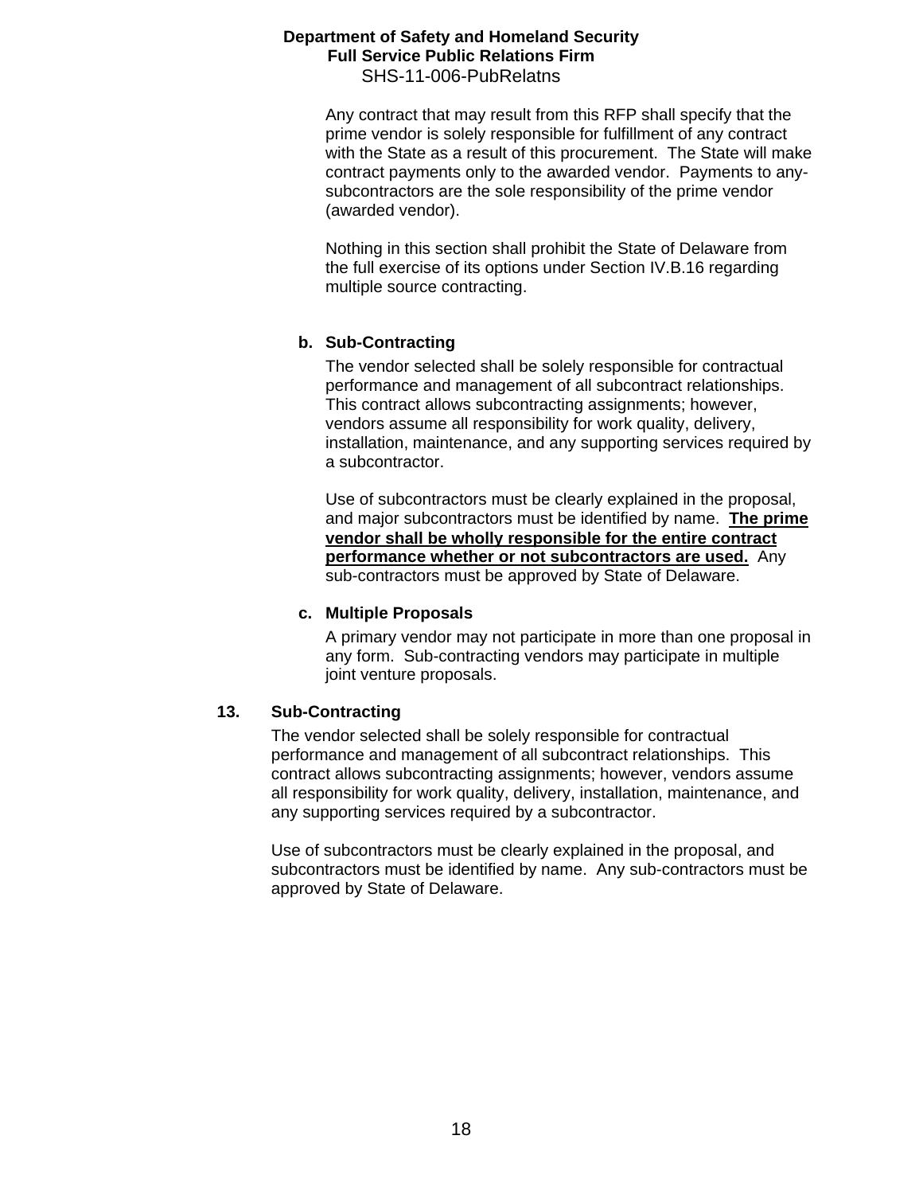Any contract that may result from this RFP shall specify that the prime vendor is solely responsible for fulfillment of any contract with the State as a result of this procurement. The State will make contract payments only to the awarded vendor. Payments to any-subcontractors are the sole responsibility of the prime vendor (awarded vendor).

Nothing in this section shall prohibit the State of Delaware from the full exercise of its options under Section IV.B.16 regarding multiple source contracting.

**b. Sub-Contracting**

The vendor selected shall be solely responsible for contractual performance and management of all subcontract relationships. This contract allows subcontracting assignments; however, vendors assume all responsibility for work quality, delivery, installation, maintenance, and any supporting services required by a subcontractor.

Use of subcontractors must be clearly explained in the proposal, and major subcontractors must be identified by name. **<u>The prime vendor shall be wholly responsible for the entire contract performance whether or not subcontractors are used.</u>** Any sub-contractors must be approved by State of Delaware.

**c. Multiple Proposals**

A primary vendor may not participate in more than one proposal in any form. Sub-contracting vendors may participate in multiple joint venture proposals.

**13. Sub-Contracting**

The vendor selected shall be solely responsible for contractual performance and management of all subcontract relationships. This contract allows subcontracting assignments; however, vendors assume all responsibility for work quality, delivery, installation, maintenance, and any supporting services required by a subcontractor.

Use of subcontractors must be clearly explained in the proposal, and subcontractors must be identified by name. Any sub-contractors must be approved by State of Delaware.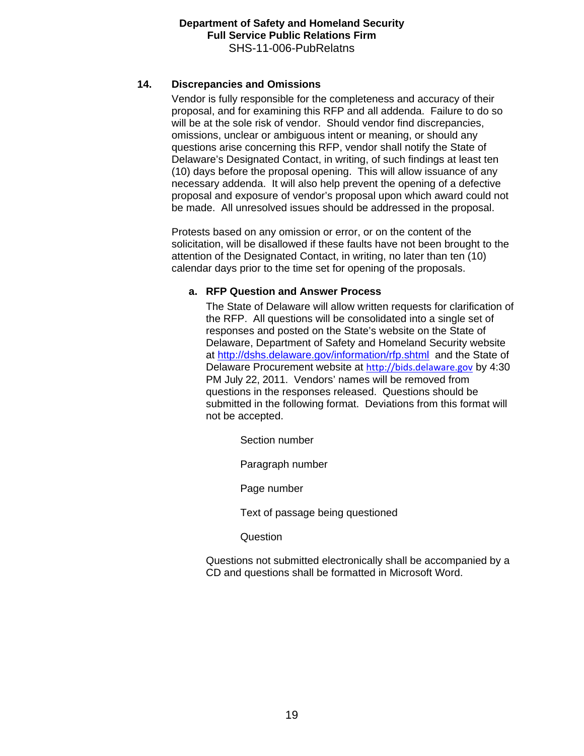## 14. Discrepancies and Omissions

Vendor is fully responsible for the completeness and accuracy of their proposal, and for examining this RFP and all addenda. Failure to do so will be at the sole risk of vendor. Should vendor find discrepancies, omissions, unclear or ambiguous intent or meaning, or should any questions arise concerning this RFP, vendor shall notify the State of Delaware's Designated Contact, in writing, of such findings at least ten (10) days before the proposal opening. This will allow issuance of any necessary addenda. It will also help prevent the opening of a defective proposal and exposure of vendor's proposal upon which award could not be made. All unresolved issues should be addressed in the proposal.

Protests based on any omission or error, or on the content of the solicitation, will be disallowed if these faults have not been brought to the attention of the Designated Contact, in writing, no later than ten (10) calendar days prior to the time set for opening of the proposals.

### a. RFP Question and Answer Process

The State of Delaware will allow written requests for clarification of the RFP. All questions will be consolidated into a single set of responses and posted on the State's website on the State of Delaware, Department of Safety and Homeland Security website at http://dshs.delaware.gov/information/rfp.shtml and the State of Delaware Procurement website at http://bids.delaware.gov by 4:30 PM July 22, 2011. Vendors' names will be removed from questions in the responses released. Questions should be submitted in the following format. Deviations from this format will not be accepted.

Section number

Paragraph number

Page number

Text of passage being questioned

Question

Questions not submitted electronically shall be accompanied by a CD and questions shall be formatted in Microsoft Word.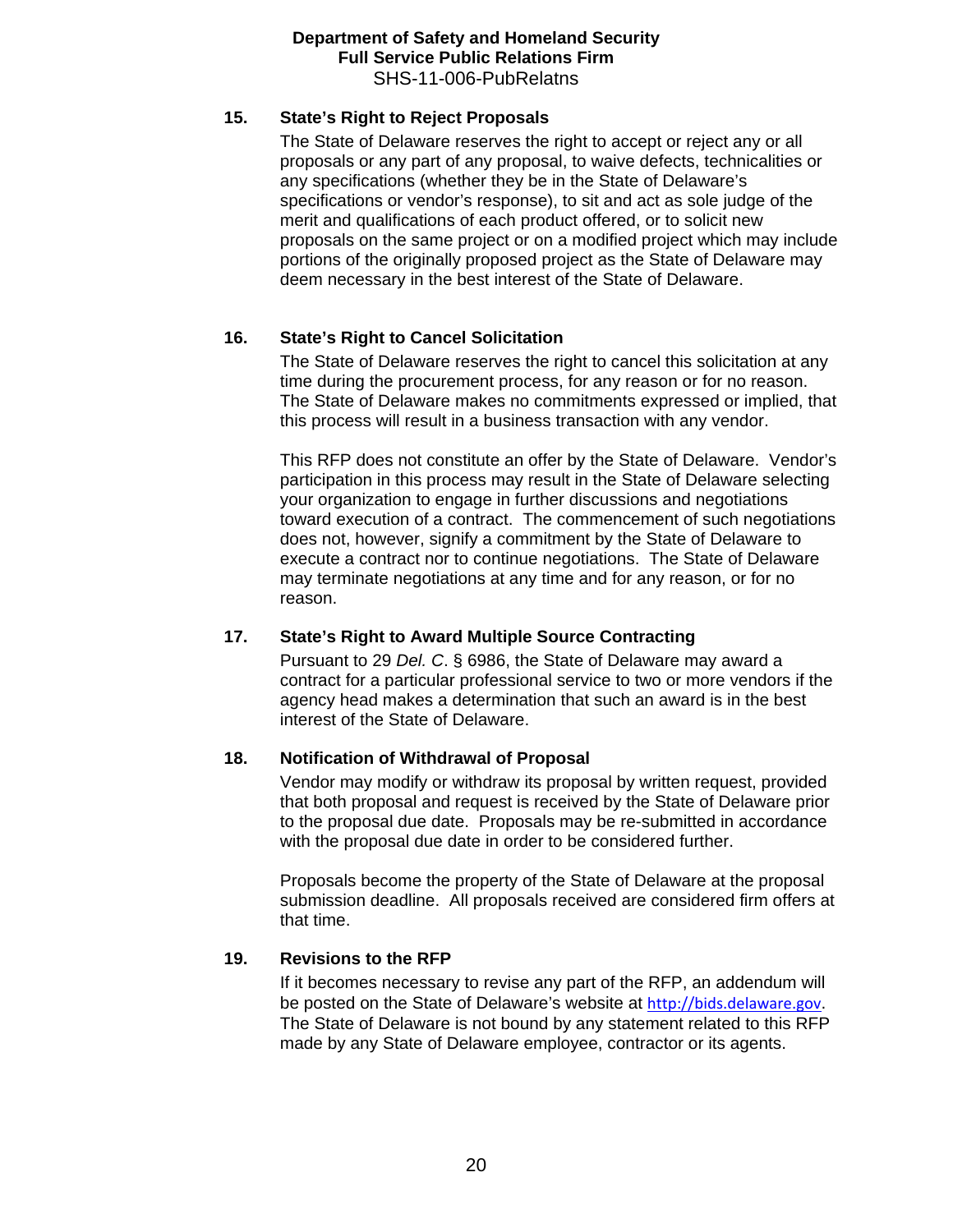**15. State's Right to Reject Proposals**

The State of Delaware reserves the right to accept or reject any or all proposals or any part of any proposal, to waive defects, technicalities or any specifications (whether they be in the State of Delaware's specifications or vendor's response), to sit and act as sole judge of the merit and qualifications of each product offered, or to solicit new proposals on the same project or on a modified project which may include portions of the originally proposed project as the State of Delaware may deem necessary in the best interest of the State of Delaware.

**16. State's Right to Cancel Solicitation**

The State of Delaware reserves the right to cancel this solicitation at any time during the procurement process, for any reason or for no reason. The State of Delaware makes no commitments expressed or implied, that this process will result in a business transaction with any vendor.

This RFP does not constitute an offer by the State of Delaware. Vendor's participation in this process may result in the State of Delaware selecting your organization to engage in further discussions and negotiations toward execution of a contract. The commencement of such negotiations does not, however, signify a commitment by the State of Delaware to execute a contract nor to continue negotiations. The State of Delaware may terminate negotiations at any time and for any reason, or for no reason.

**17. State's Right to Award Multiple Source Contracting**

Pursuant to 29 *Del. C*. § 6986, the State of Delaware may award a contract for a particular professional service to two or more vendors if the agency head makes a determination that such an award is in the best interest of the State of Delaware.

**18. Notification of Withdrawal of Proposal**

Vendor may modify or withdraw its proposal by written request, provided that both proposal and request is received by the State of Delaware prior to the proposal due date. Proposals may be re-submitted in accordance with the proposal due date in order to be considered further.

Proposals become the property of the State of Delaware at the proposal submission deadline. All proposals received are considered firm offers at that time.

**19. Revisions to the RFP**

If it becomes necessary to revise any part of the RFP, an addendum will be posted on the State of Delaware's website at http://bids.delaware.gov. The State of Delaware is not bound by any statement related to this RFP made by any State of Delaware employee, contractor or its agents.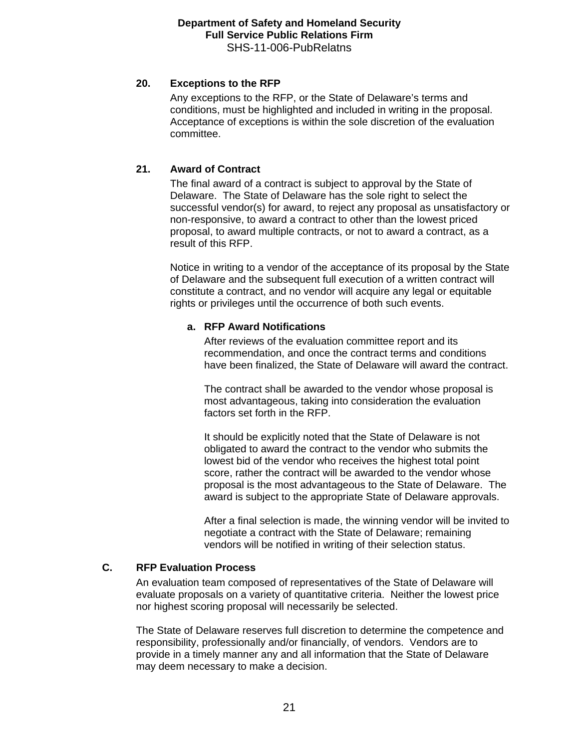### 20. Exceptions to the RFP

Any exceptions to the RFP, or the State of Delaware's terms and conditions, must be highlighted and included in writing in the proposal. Acceptance of exceptions is within the sole discretion of the evaluation committee.

### 21. Award of Contract

The final award of a contract is subject to approval by the State of Delaware. The State of Delaware has the sole right to select the successful vendor(s) for award, to reject any proposal as unsatisfactory or non-responsive, to award a contract to other than the lowest priced proposal, to award multiple contracts, or not to award a contract, as a result of this RFP.

Notice in writing to a vendor of the acceptance of its proposal by the State of Delaware and the subsequent full execution of a written contract will constitute a contract, and no vendor will acquire any legal or equitable rights or privileges until the occurrence of both such events.

#### a. RFP Award Notifications

After reviews of the evaluation committee report and its recommendation, and once the contract terms and conditions have been finalized, the State of Delaware will award the contract.

The contract shall be awarded to the vendor whose proposal is most advantageous, taking into consideration the evaluation factors set forth in the RFP.

It should be explicitly noted that the State of Delaware is not obligated to award the contract to the vendor who submits the lowest bid of the vendor who receives the highest total point score, rather the contract will be awarded to the vendor whose proposal is the most advantageous to the State of Delaware. The award is subject to the appropriate State of Delaware approvals.

After a final selection is made, the winning vendor will be invited to negotiate a contract with the State of Delaware; remaining vendors will be notified in writing of their selection status.

## C. RFP Evaluation Process

An evaluation team composed of representatives of the State of Delaware will evaluate proposals on a variety of quantitative criteria. Neither the lowest price nor highest scoring proposal will necessarily be selected.

The State of Delaware reserves full discretion to determine the competence and responsibility, professionally and/or financially, of vendors. Vendors are to provide in a timely manner any and all information that the State of Delaware may deem necessary to make a decision.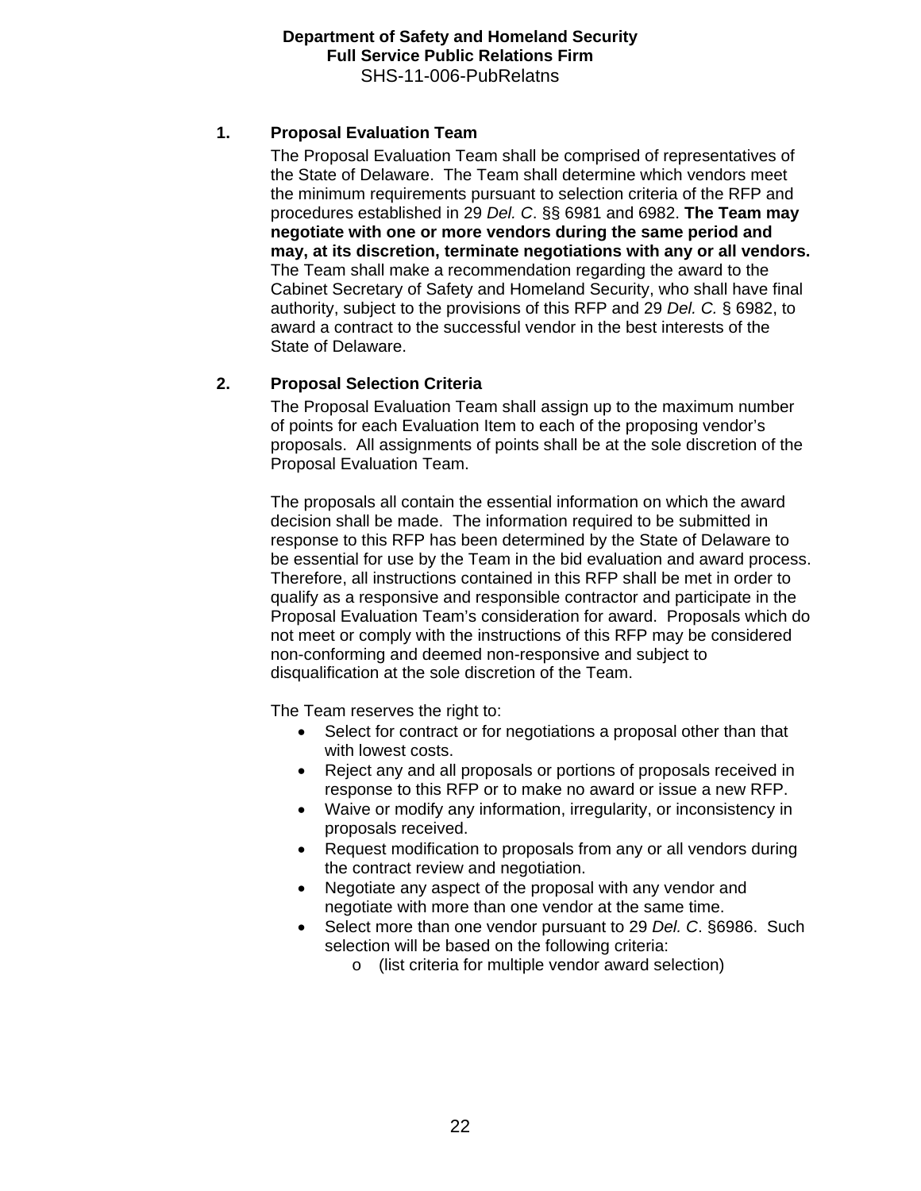### 1. Proposal Evaluation Team

The Proposal Evaluation Team shall be comprised of representatives of the State of Delaware. The Team shall determine which vendors meet the minimum requirements pursuant to selection criteria of the RFP and procedures established in 29 *Del. C*. §§ 6981 and 6982. **The Team may negotiate with one or more vendors during the same period and may, at its discretion, terminate negotiations with any or all vendors.** The Team shall make a recommendation regarding the award to the Cabinet Secretary of Safety and Homeland Security, who shall have final authority, subject to the provisions of this RFP and 29 *Del. C.* § 6982, to award a contract to the successful vendor in the best interests of the State of Delaware.

### 2. Proposal Selection Criteria

The Proposal Evaluation Team shall assign up to the maximum number of points for each Evaluation Item to each of the proposing vendor's proposals. All assignments of points shall be at the sole discretion of the Proposal Evaluation Team.

The proposals all contain the essential information on which the award decision shall be made. The information required to be submitted in response to this RFP has been determined by the State of Delaware to be essential for use by the Team in the bid evaluation and award process. Therefore, all instructions contained in this RFP shall be met in order to qualify as a responsive and responsible contractor and participate in the Proposal Evaluation Team's consideration for award. Proposals which do not meet or comply with the instructions of this RFP may be considered non-conforming and deemed non-responsive and subject to disqualification at the sole discretion of the Team.

The Team reserves the right to:

- Select for contract or for negotiations a proposal other than that with lowest costs.
- Reject any and all proposals or portions of proposals received in response to this RFP or to make no award or issue a new RFP.
- Waive or modify any information, irregularity, or inconsistency in proposals received.
- Request modification to proposals from any or all vendors during the contract review and negotiation.
- Negotiate any aspect of the proposal with any vendor and negotiate with more than one vendor at the same time.
- Select more than one vendor pursuant to 29 *Del. C*. §6986. Such selection will be based on the following criteria:
  - (list criteria for multiple vendor award selection)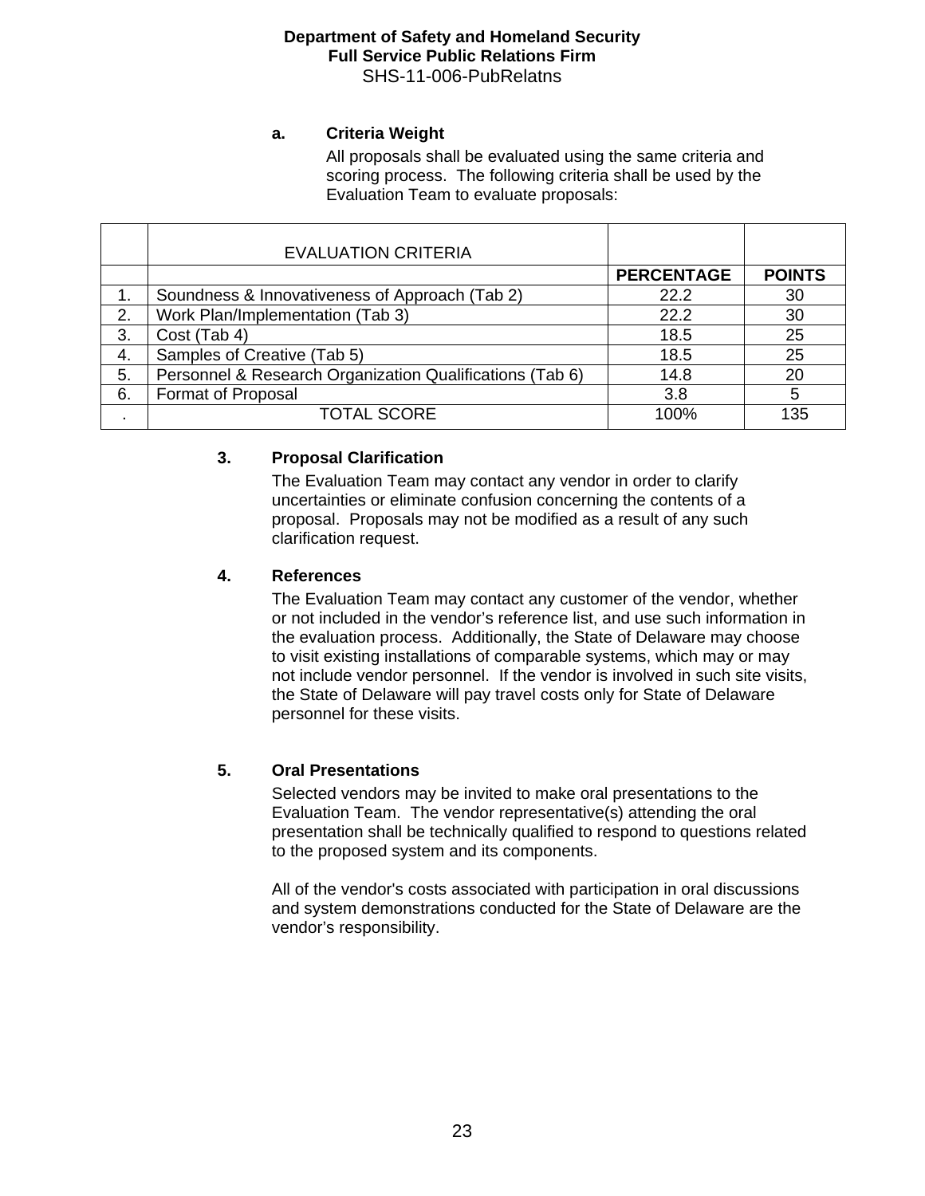**a. Criteria Weight**

All proposals shall be evaluated using the same criteria and scoring process. The following criteria shall be used by the Evaluation Team to evaluate proposals:

| | EVALUATION CRITERIA | | |
|---|---|---|---|
| | | **PERCENTAGE** | **POINTS** |
| 1. | Soundness & Innovativeness of Approach (Tab 2) | 22.2 | 30 |
| 2. | Work Plan/Implementation (Tab 3) | 22.2 | 30 |
| 3. | Cost (Tab 4) | 18.5 | 25 |
| 4. | Samples of Creative (Tab 5) | 18.5 | 25 |
| 5. | Personnel & Research Organization Qualifications (Tab 6) | 14.8 | 20 |
| 6. | Format of Proposal | 3.8 | 5 |
| . | TOTAL SCORE | 100% | 135 |

**3. Proposal Clarification**

The Evaluation Team may contact any vendor in order to clarify uncertainties or eliminate confusion concerning the contents of a proposal. Proposals may not be modified as a result of any such clarification request.

**4. References**

The Evaluation Team may contact any customer of the vendor, whether or not included in the vendor's reference list, and use such information in the evaluation process. Additionally, the State of Delaware may choose to visit existing installations of comparable systems, which may or may not include vendor personnel. If the vendor is involved in such site visits, the State of Delaware will pay travel costs only for State of Delaware personnel for these visits.

**5. Oral Presentations**

Selected vendors may be invited to make oral presentations to the Evaluation Team. The vendor representative(s) attending the oral presentation shall be technically qualified to respond to questions related to the proposed system and its components.

All of the vendor's costs associated with participation in oral discussions and system demonstrations conducted for the State of Delaware are the vendor's responsibility.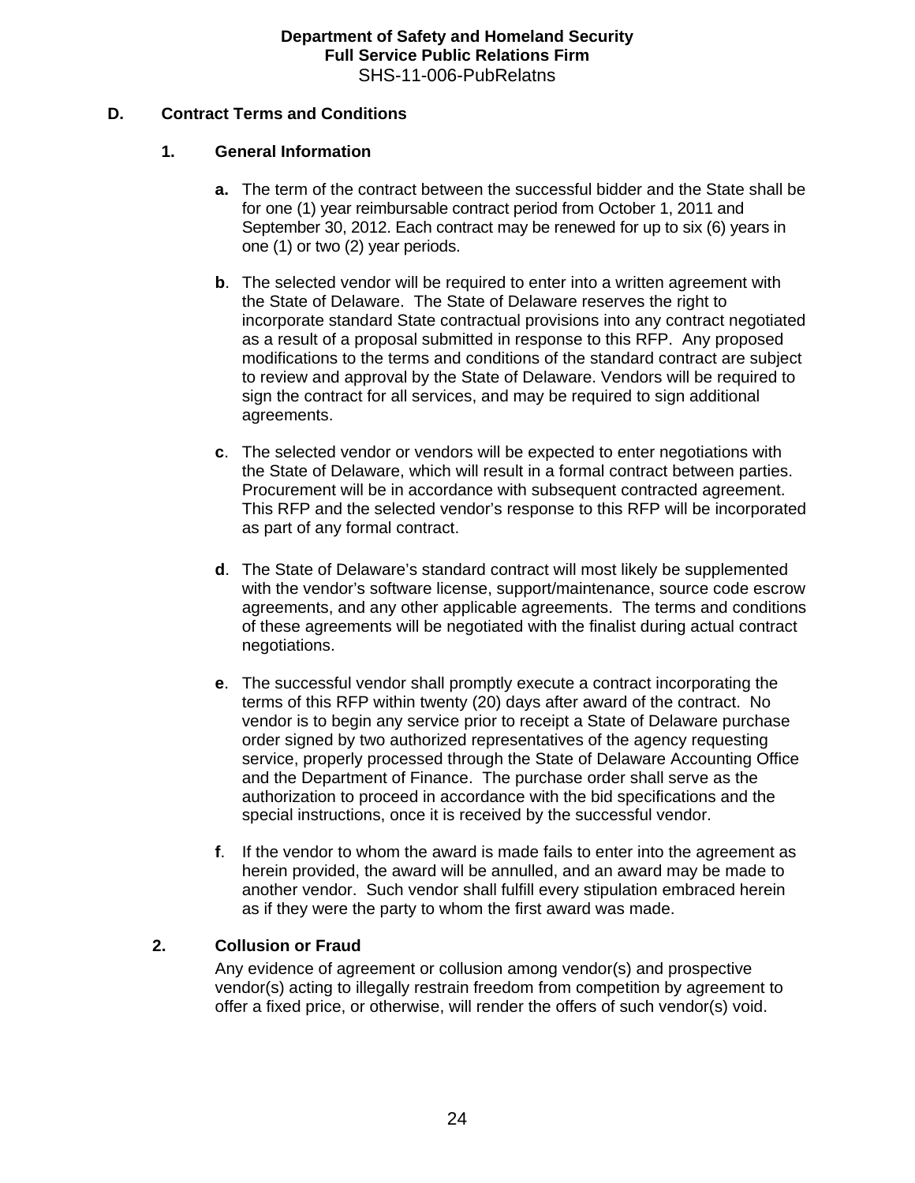### D. Contract Terms and Conditions

#### 1. General Information

**a.** The term of the contract between the successful bidder and the State shall be for one (1) year reimbursable contract period from October 1, 2011 and September 30, 2012. Each contract may be renewed for up to six (6) years in one (1) or two (2) year periods.

**b**. The selected vendor will be required to enter into a written agreement with the State of Delaware. The State of Delaware reserves the right to incorporate standard State contractual provisions into any contract negotiated as a result of a proposal submitted in response to this RFP. Any proposed modifications to the terms and conditions of the standard contract are subject to review and approval by the State of Delaware. Vendors will be required to sign the contract for all services, and may be required to sign additional agreements.

**c**. The selected vendor or vendors will be expected to enter negotiations with the State of Delaware, which will result in a formal contract between parties. Procurement will be in accordance with subsequent contracted agreement. This RFP and the selected vendor's response to this RFP will be incorporated as part of any formal contract.

**d**. The State of Delaware's standard contract will most likely be supplemented with the vendor's software license, support/maintenance, source code escrow agreements, and any other applicable agreements. The terms and conditions of these agreements will be negotiated with the finalist during actual contract negotiations.

**e**. The successful vendor shall promptly execute a contract incorporating the terms of this RFP within twenty (20) days after award of the contract. No vendor is to begin any service prior to receipt a State of Delaware purchase order signed by two authorized representatives of the agency requesting service, properly processed through the State of Delaware Accounting Office and the Department of Finance. The purchase order shall serve as the authorization to proceed in accordance with the bid specifications and the special instructions, once it is received by the successful vendor.

**f**. If the vendor to whom the award is made fails to enter into the agreement as herein provided, the award will be annulled, and an award may be made to another vendor. Such vendor shall fulfill every stipulation embraced herein as if they were the party to whom the first award was made.

#### 2. Collusion or Fraud

Any evidence of agreement or collusion among vendor(s) and prospective vendor(s) acting to illegally restrain freedom from competition by agreement to offer a fixed price, or otherwise, will render the offers of such vendor(s) void.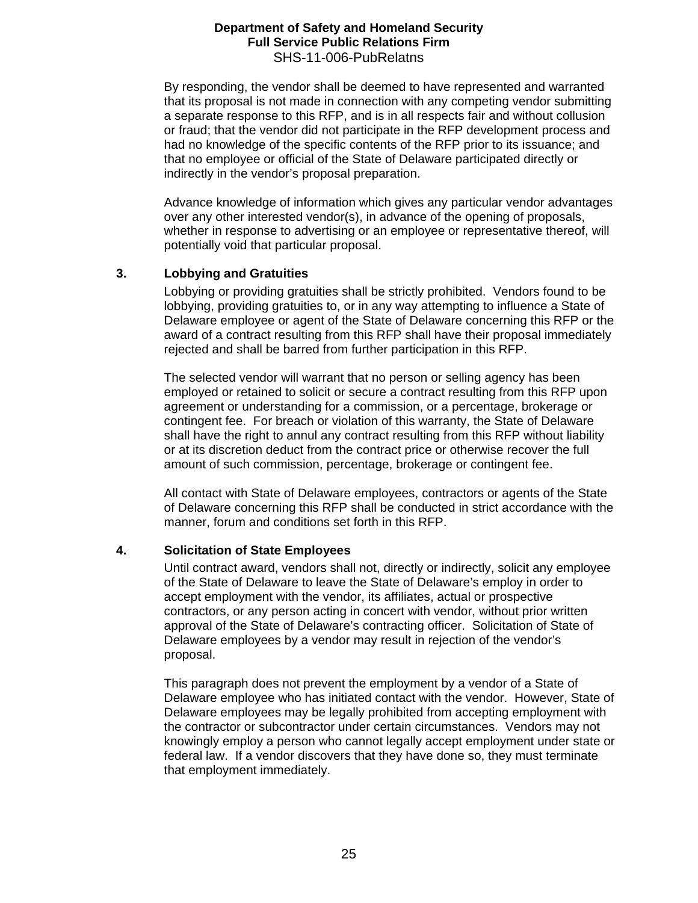By responding, the vendor shall be deemed to have represented and warranted that its proposal is not made in connection with any competing vendor submitting a separate response to this RFP, and is in all respects fair and without collusion or fraud; that the vendor did not participate in the RFP development process and had no knowledge of the specific contents of the RFP prior to its issuance; and that no employee or official of the State of Delaware participated directly or indirectly in the vendor's proposal preparation.

Advance knowledge of information which gives any particular vendor advantages over any other interested vendor(s), in advance of the opening of proposals, whether in response to advertising or an employee or representative thereof, will potentially void that particular proposal.

### 3. Lobbying and Gratuities

Lobbying or providing gratuities shall be strictly prohibited. Vendors found to be lobbying, providing gratuities to, or in any way attempting to influence a State of Delaware employee or agent of the State of Delaware concerning this RFP or the award of a contract resulting from this RFP shall have their proposal immediately rejected and shall be barred from further participation in this RFP.

The selected vendor will warrant that no person or selling agency has been employed or retained to solicit or secure a contract resulting from this RFP upon agreement or understanding for a commission, or a percentage, brokerage or contingent fee. For breach or violation of this warranty, the State of Delaware shall have the right to annul any contract resulting from this RFP without liability or at its discretion deduct from the contract price or otherwise recover the full amount of such commission, percentage, brokerage or contingent fee.

All contact with State of Delaware employees, contractors or agents of the State of Delaware concerning this RFP shall be conducted in strict accordance with the manner, forum and conditions set forth in this RFP.

### 4. Solicitation of State Employees

Until contract award, vendors shall not, directly or indirectly, solicit any employee of the State of Delaware to leave the State of Delaware's employ in order to accept employment with the vendor, its affiliates, actual or prospective contractors, or any person acting in concert with vendor, without prior written approval of the State of Delaware's contracting officer. Solicitation of State of Delaware employees by a vendor may result in rejection of the vendor's proposal.

This paragraph does not prevent the employment by a vendor of a State of Delaware employee who has initiated contact with the vendor. However, State of Delaware employees may be legally prohibited from accepting employment with the contractor or subcontractor under certain circumstances. Vendors may not knowingly employ a person who cannot legally accept employment under state or federal law. If a vendor discovers that they have done so, they must terminate that employment immediately.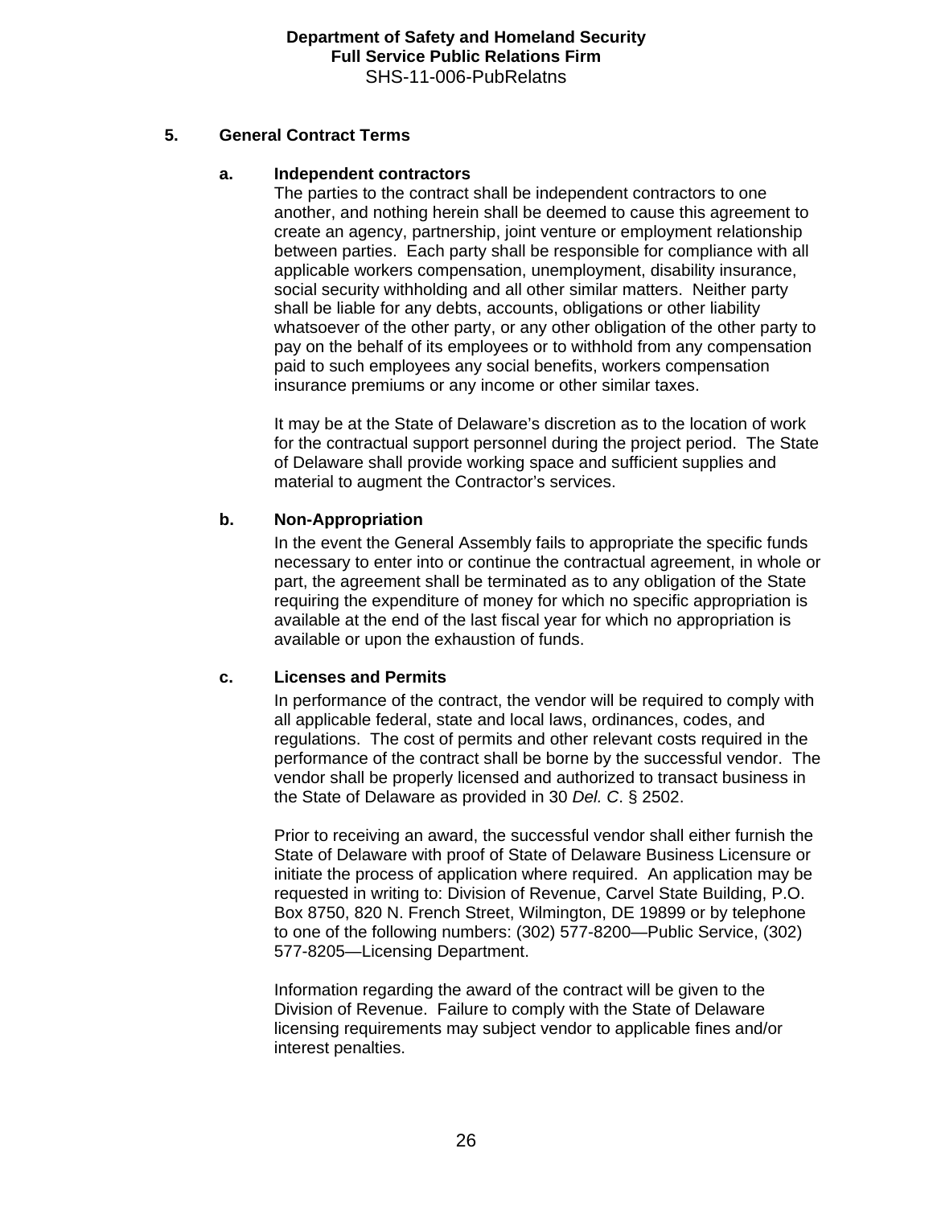## 5. General Contract Terms

### a. Independent contractors

The parties to the contract shall be independent contractors to one another, and nothing herein shall be deemed to cause this agreement to create an agency, partnership, joint venture or employment relationship between parties. Each party shall be responsible for compliance with all applicable workers compensation, unemployment, disability insurance, social security withholding and all other similar matters. Neither party shall be liable for any debts, accounts, obligations or other liability whatsoever of the other party, or any other obligation of the other party to pay on the behalf of its employees or to withhold from any compensation paid to such employees any social benefits, workers compensation insurance premiums or any income or other similar taxes.

It may be at the State of Delaware's discretion as to the location of work for the contractual support personnel during the project period. The State of Delaware shall provide working space and sufficient supplies and material to augment the Contractor's services.

### b. Non-Appropriation

In the event the General Assembly fails to appropriate the specific funds necessary to enter into or continue the contractual agreement, in whole or part, the agreement shall be terminated as to any obligation of the State requiring the expenditure of money for which no specific appropriation is available at the end of the last fiscal year for which no appropriation is available or upon the exhaustion of funds.

### c. Licenses and Permits

In performance of the contract, the vendor will be required to comply with all applicable federal, state and local laws, ordinances, codes, and regulations. The cost of permits and other relevant costs required in the performance of the contract shall be borne by the successful vendor. The vendor shall be properly licensed and authorized to transact business in the State of Delaware as provided in 30 *Del. C*. § 2502.

Prior to receiving an award, the successful vendor shall either furnish the State of Delaware with proof of State of Delaware Business Licensure or initiate the process of application where required. An application may be requested in writing to: Division of Revenue, Carvel State Building, P.O. Box 8750, 820 N. French Street, Wilmington, DE 19899 or by telephone to one of the following numbers: (302) 577-8200—Public Service, (302) 577-8205—Licensing Department.

Information regarding the award of the contract will be given to the Division of Revenue. Failure to comply with the State of Delaware licensing requirements may subject vendor to applicable fines and/or interest penalties.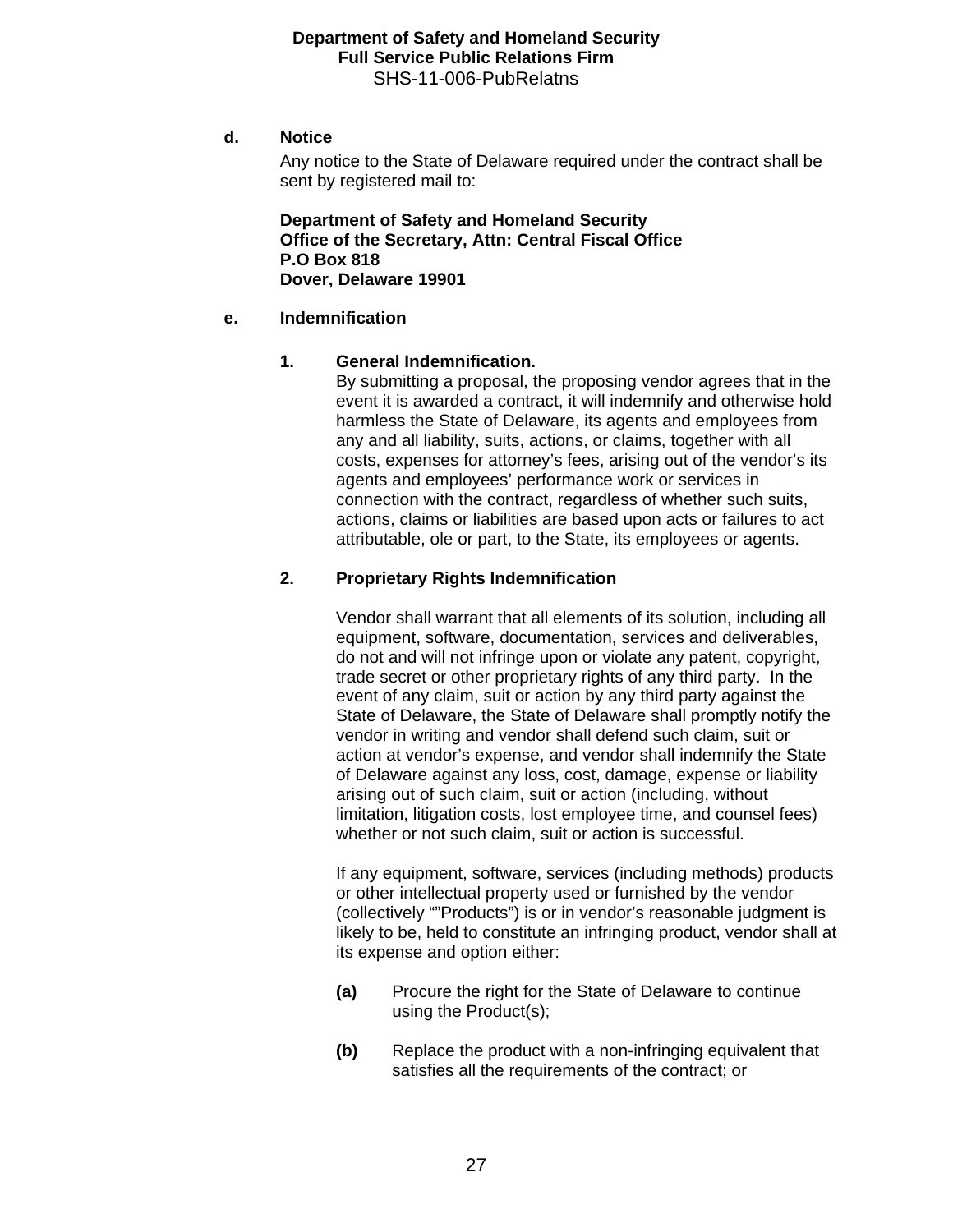**d. Notice**

Any notice to the State of Delaware required under the contract shall be sent by registered mail to:

**Department of Safety and Homeland Security**
**Office of the Secretary, Attn: Central Fiscal Office**
**P.O Box 818**
**Dover, Delaware 19901**

**e. Indemnification**

**1. General Indemnification.**

By submitting a proposal, the proposing vendor agrees that in the event it is awarded a contract, it will indemnify and otherwise hold harmless the State of Delaware, its agents and employees from any and all liability, suits, actions, or claims, together with all costs, expenses for attorney's fees, arising out of the vendor's its agents and employees' performance work or services in connection with the contract, regardless of whether such suits, actions, claims or liabilities are based upon acts or failures to act attributable, ole or part, to the State, its employees or agents.

**2. Proprietary Rights Indemnification**

Vendor shall warrant that all elements of its solution, including all equipment, software, documentation, services and deliverables, do not and will not infringe upon or violate any patent, copyright, trade secret or other proprietary rights of any third party. In the event of any claim, suit or action by any third party against the State of Delaware, the State of Delaware shall promptly notify the vendor in writing and vendor shall defend such claim, suit or action at vendor's expense, and vendor shall indemnify the State of Delaware against any loss, cost, damage, expense or liability arising out of such claim, suit or action (including, without limitation, litigation costs, lost employee time, and counsel fees) whether or not such claim, suit or action is successful.

If any equipment, software, services (including methods) products or other intellectual property used or furnished by the vendor (collectively ""Products") is or in vendor's reasonable judgment is likely to be, held to constitute an infringing product, vendor shall at its expense and option either:

**(a)** Procure the right for the State of Delaware to continue using the Product(s);

**(b)** Replace the product with a non-infringing equivalent that satisfies all the requirements of the contract; or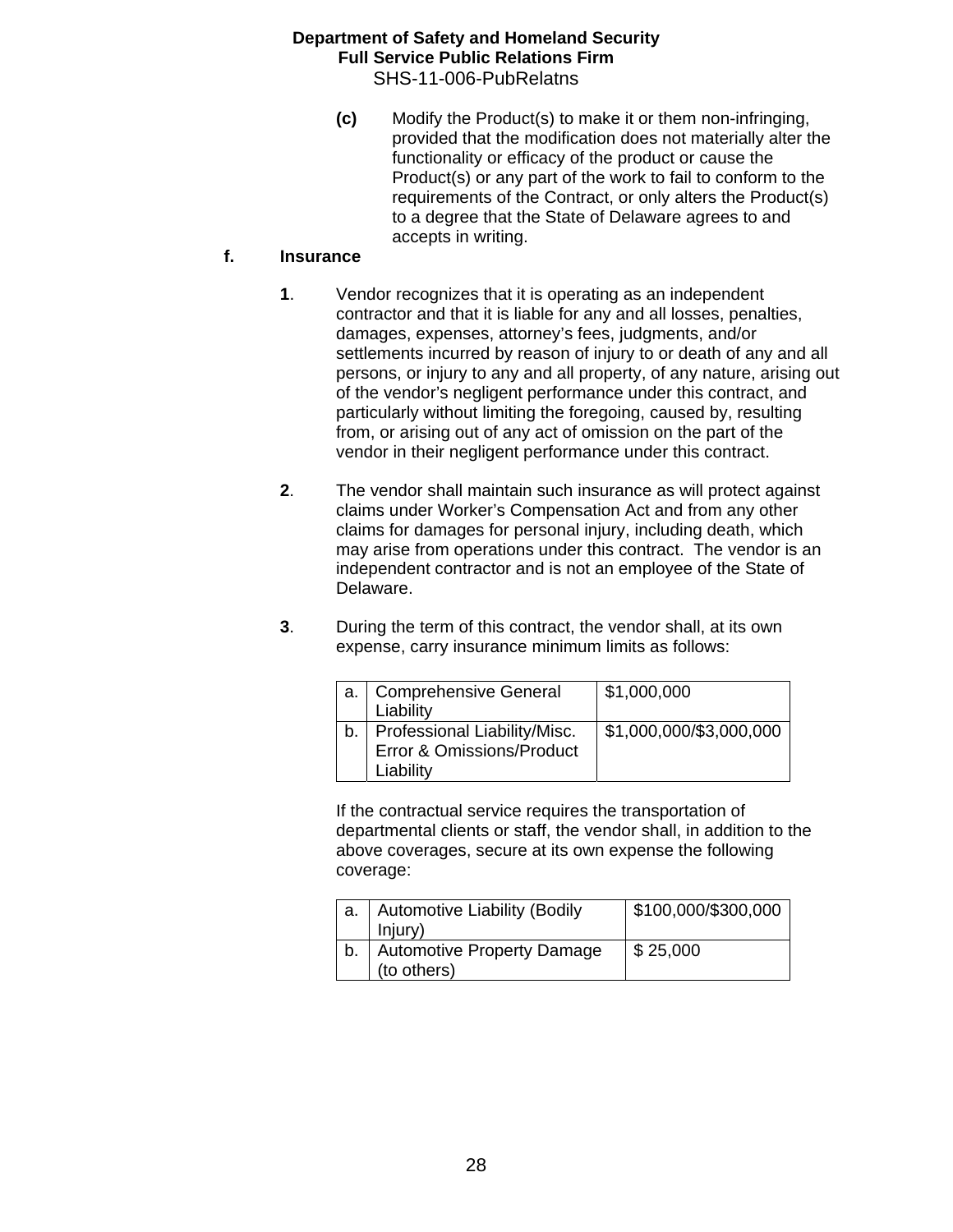**(c)** Modify the Product(s) to make it or them non-infringing, provided that the modification does not materially alter the functionality or efficacy of the product or cause the Product(s) or any part of the work to fail to conform to the requirements of the Contract, or only alters the Product(s) to a degree that the State of Delaware agrees to and accepts in writing.

**f. Insurance**

**1**. Vendor recognizes that it is operating as an independent contractor and that it is liable for any and all losses, penalties, damages, expenses, attorney's fees, judgments, and/or settlements incurred by reason of injury to or death of any and all persons, or injury to any and all property, of any nature, arising out of the vendor's negligent performance under this contract, and particularly without limiting the foregoing, caused by, resulting from, or arising out of any act of omission on the part of the vendor in their negligent performance under this contract.

**2**. The vendor shall maintain such insurance as will protect against claims under Worker's Compensation Act and from any other claims for damages for personal injury, including death, which may arise from operations under this contract. The vendor is an independent contractor and is not an employee of the State of Delaware.

**3**. During the term of this contract, the vendor shall, at its own expense, carry insurance minimum limits as follows:

| | | |
|---|---|---|
| a. | Comprehensive General Liability | $1,000,000 |
| b. | Professional Liability/Misc. Error & Omissions/Product Liability | $1,000,000/$3,000,000 |

If the contractual service requires the transportation of departmental clients or staff, the vendor shall, in addition to the above coverages, secure at its own expense the following coverage:

| | | |
|---|---|---|
| a. | Automotive Liability (Bodily Injury) | $100,000/$300,000 |
| b. | Automotive Property Damage (to others) | $ 25,000 |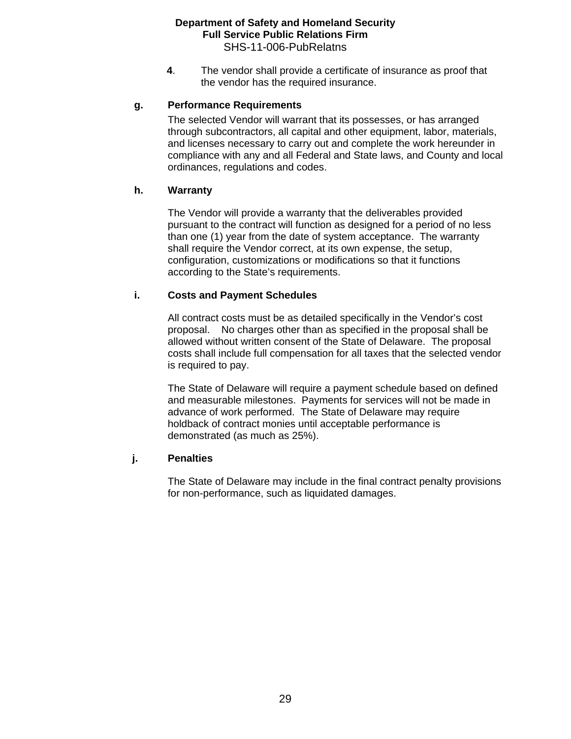**4**. The vendor shall provide a certificate of insurance as proof that the vendor has the required insurance.

**g. Performance Requirements**

The selected Vendor will warrant that its possesses, or has arranged through subcontractors, all capital and other equipment, labor, materials, and licenses necessary to carry out and complete the work hereunder in compliance with any and all Federal and State laws, and County and local ordinances, regulations and codes.

**h. Warranty**

The Vendor will provide a warranty that the deliverables provided pursuant to the contract will function as designed for a period of no less than one (1) year from the date of system acceptance. The warranty shall require the Vendor correct, at its own expense, the setup, configuration, customizations or modifications so that it functions according to the State's requirements.

**i. Costs and Payment Schedules**

All contract costs must be as detailed specifically in the Vendor's cost proposal. No charges other than as specified in the proposal shall be allowed without written consent of the State of Delaware. The proposal costs shall include full compensation for all taxes that the selected vendor is required to pay.

The State of Delaware will require a payment schedule based on defined and measurable milestones. Payments for services will not be made in advance of work performed. The State of Delaware may require holdback of contract monies until acceptable performance is demonstrated (as much as 25%).

**j. Penalties**

The State of Delaware may include in the final contract penalty provisions for non-performance, such as liquidated damages.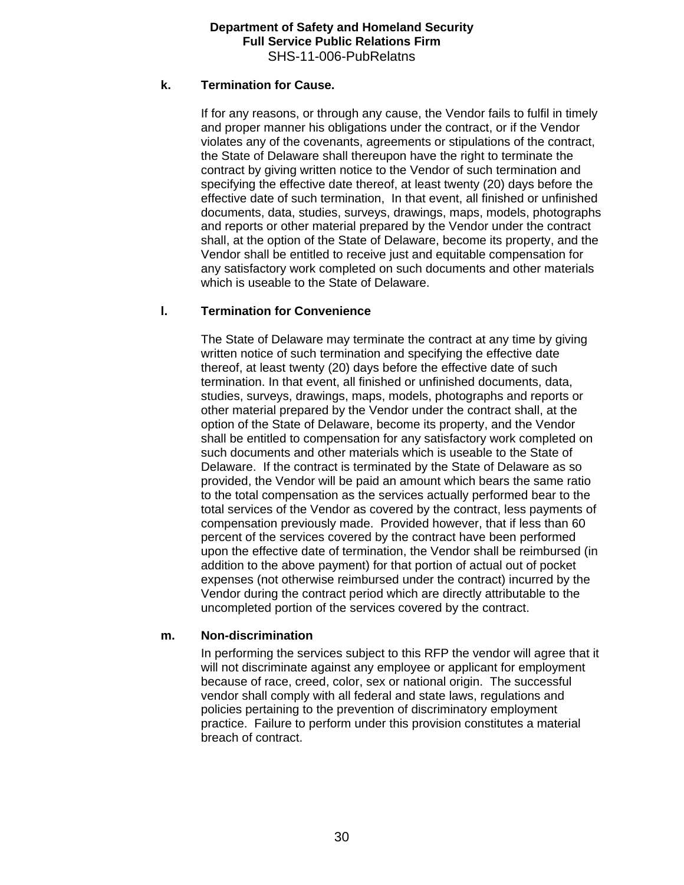**k. Termination for Cause.**

If for any reasons, or through any cause, the Vendor fails to fulfil in timely and proper manner his obligations under the contract, or if the Vendor violates any of the covenants, agreements or stipulations of the contract, the State of Delaware shall thereupon have the right to terminate the contract by giving written notice to the Vendor of such termination and specifying the effective date thereof, at least twenty (20) days before the effective date of such termination, In that event, all finished or unfinished documents, data, studies, surveys, drawings, maps, models, photographs and reports or other material prepared by the Vendor under the contract shall, at the option of the State of Delaware, become its property, and the Vendor shall be entitled to receive just and equitable compensation for any satisfactory work completed on such documents and other materials which is useable to the State of Delaware.

**l. Termination for Convenience**

The State of Delaware may terminate the contract at any time by giving written notice of such termination and specifying the effective date thereof, at least twenty (20) days before the effective date of such termination. In that event, all finished or unfinished documents, data, studies, surveys, drawings, maps, models, photographs and reports or other material prepared by the Vendor under the contract shall, at the option of the State of Delaware, become its property, and the Vendor shall be entitled to compensation for any satisfactory work completed on such documents and other materials which is useable to the State of Delaware. If the contract is terminated by the State of Delaware as so provided, the Vendor will be paid an amount which bears the same ratio to the total compensation as the services actually performed bear to the total services of the Vendor as covered by the contract, less payments of compensation previously made. Provided however, that if less than 60 percent of the services covered by the contract have been performed upon the effective date of termination, the Vendor shall be reimbursed (in addition to the above payment) for that portion of actual out of pocket expenses (not otherwise reimbursed under the contract) incurred by the Vendor during the contract period which are directly attributable to the uncompleted portion of the services covered by the contract.

**m. Non-discrimination**

In performing the services subject to this RFP the vendor will agree that it will not discriminate against any employee or applicant for employment because of race, creed, color, sex or national origin. The successful vendor shall comply with all federal and state laws, regulations and policies pertaining to the prevention of discriminatory employment practice. Failure to perform under this provision constitutes a material breach of contract.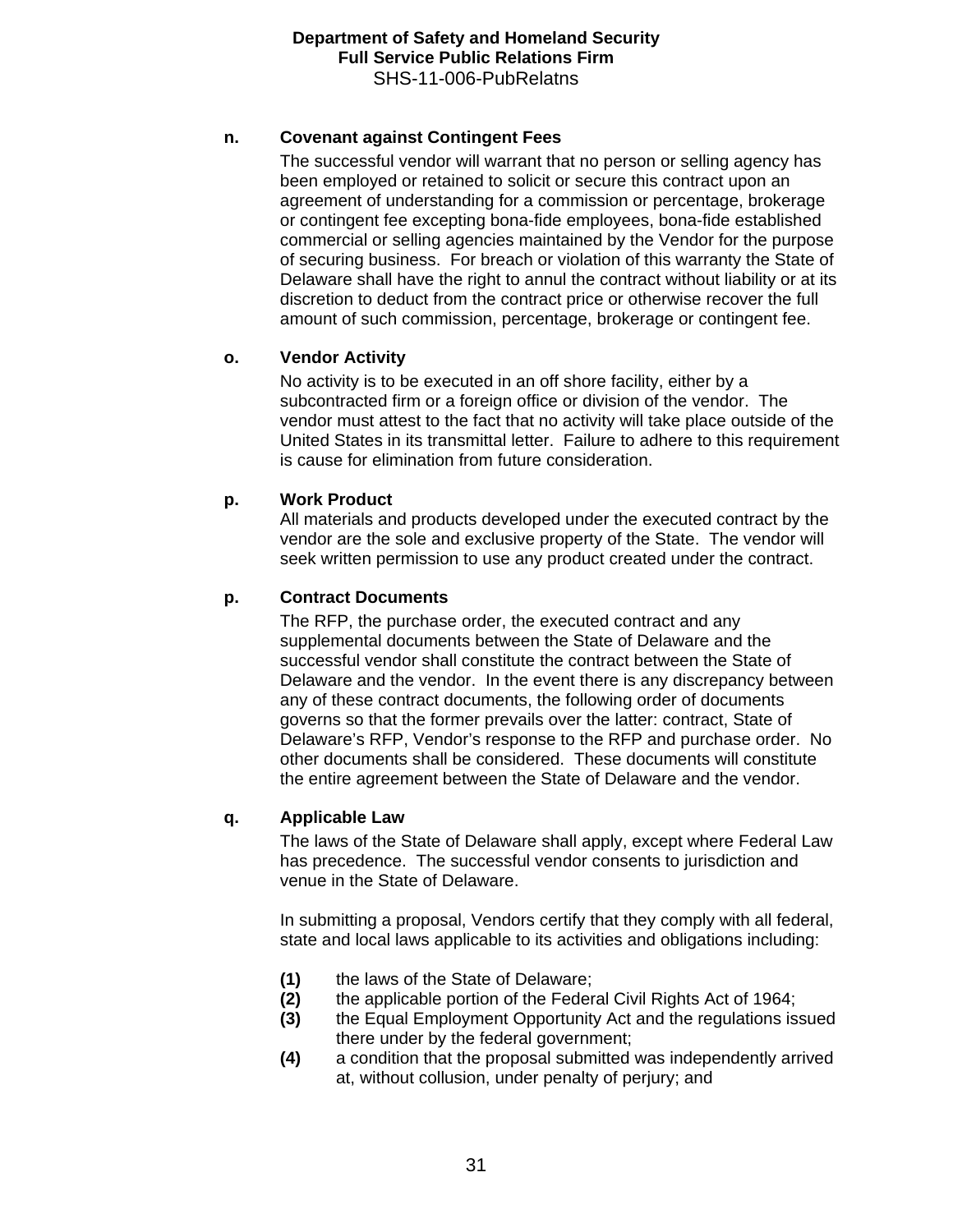**n. Covenant against Contingent Fees**

The successful vendor will warrant that no person or selling agency has been employed or retained to solicit or secure this contract upon an agreement of understanding for a commission or percentage, brokerage or contingent fee excepting bona-fide employees, bona-fide established commercial or selling agencies maintained by the Vendor for the purpose of securing business. For breach or violation of this warranty the State of Delaware shall have the right to annul the contract without liability or at its discretion to deduct from the contract price or otherwise recover the full amount of such commission, percentage, brokerage or contingent fee.

**o. Vendor Activity**

No activity is to be executed in an off shore facility, either by a subcontracted firm or a foreign office or division of the vendor. The vendor must attest to the fact that no activity will take place outside of the United States in its transmittal letter. Failure to adhere to this requirement is cause for elimination from future consideration.

**p. Work Product**

All materials and products developed under the executed contract by the vendor are the sole and exclusive property of the State. The vendor will seek written permission to use any product created under the contract.

**p. Contract Documents**

The RFP, the purchase order, the executed contract and any supplemental documents between the State of Delaware and the successful vendor shall constitute the contract between the State of Delaware and the vendor. In the event there is any discrepancy between any of these contract documents, the following order of documents governs so that the former prevails over the latter: contract, State of Delaware's RFP, Vendor's response to the RFP and purchase order. No other documents shall be considered. These documents will constitute the entire agreement between the State of Delaware and the vendor.

**q. Applicable Law**

The laws of the State of Delaware shall apply, except where Federal Law has precedence. The successful vendor consents to jurisdiction and venue in the State of Delaware.

In submitting a proposal, Vendors certify that they comply with all federal, state and local laws applicable to its activities and obligations including:

**(1)** the laws of the State of Delaware;
**(2)** the applicable portion of the Federal Civil Rights Act of 1964;
**(3)** the Equal Employment Opportunity Act and the regulations issued there under by the federal government;
**(4)** a condition that the proposal submitted was independently arrived at, without collusion, under penalty of perjury; and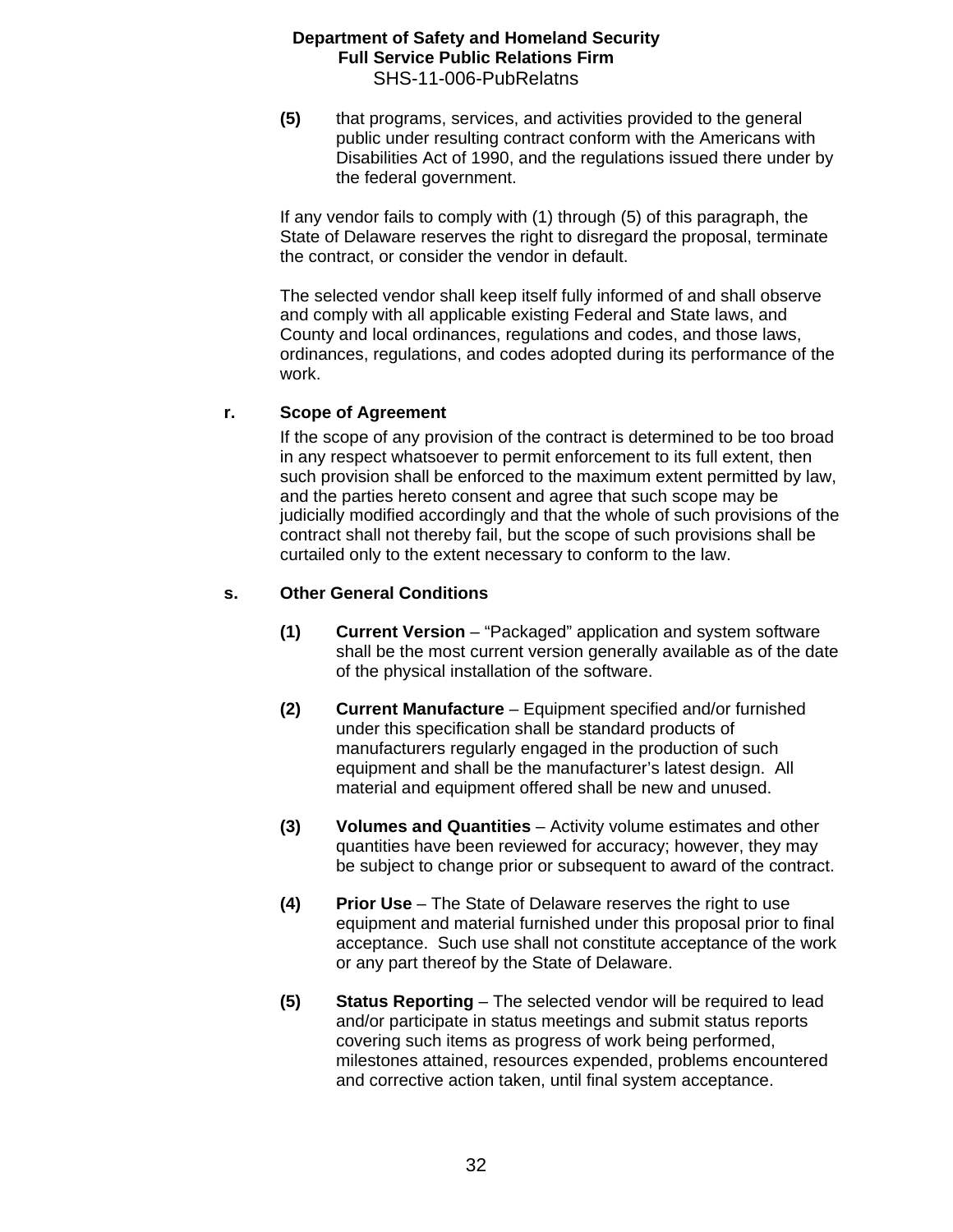**(5)** that programs, services, and activities provided to the general public under resulting contract conform with the Americans with Disabilities Act of 1990, and the regulations issued there under by the federal government.

If any vendor fails to comply with (1) through (5) of this paragraph, the State of Delaware reserves the right to disregard the proposal, terminate the contract, or consider the vendor in default.

The selected vendor shall keep itself fully informed of and shall observe and comply with all applicable existing Federal and State laws, and County and local ordinances, regulations and codes, and those laws, ordinances, regulations, and codes adopted during its performance of the work.

**r. Scope of Agreement**

If the scope of any provision of the contract is determined to be too broad in any respect whatsoever to permit enforcement to its full extent, then such provision shall be enforced to the maximum extent permitted by law, and the parties hereto consent and agree that such scope may be judicially modified accordingly and that the whole of such provisions of the contract shall not thereby fail, but the scope of such provisions shall be curtailed only to the extent necessary to conform to the law.

**s. Other General Conditions**

**(1) Current Version** – "Packaged" application and system software shall be the most current version generally available as of the date of the physical installation of the software.

**(2) Current Manufacture** – Equipment specified and/or furnished under this specification shall be standard products of manufacturers regularly engaged in the production of such equipment and shall be the manufacturer's latest design. All material and equipment offered shall be new and unused.

**(3) Volumes and Quantities** – Activity volume estimates and other quantities have been reviewed for accuracy; however, they may be subject to change prior or subsequent to award of the contract.

**(4) Prior Use** – The State of Delaware reserves the right to use equipment and material furnished under this proposal prior to final acceptance. Such use shall not constitute acceptance of the work or any part thereof by the State of Delaware.

**(5) Status Reporting** – The selected vendor will be required to lead and/or participate in status meetings and submit status reports covering such items as progress of work being performed, milestones attained, resources expended, problems encountered and corrective action taken, until final system acceptance.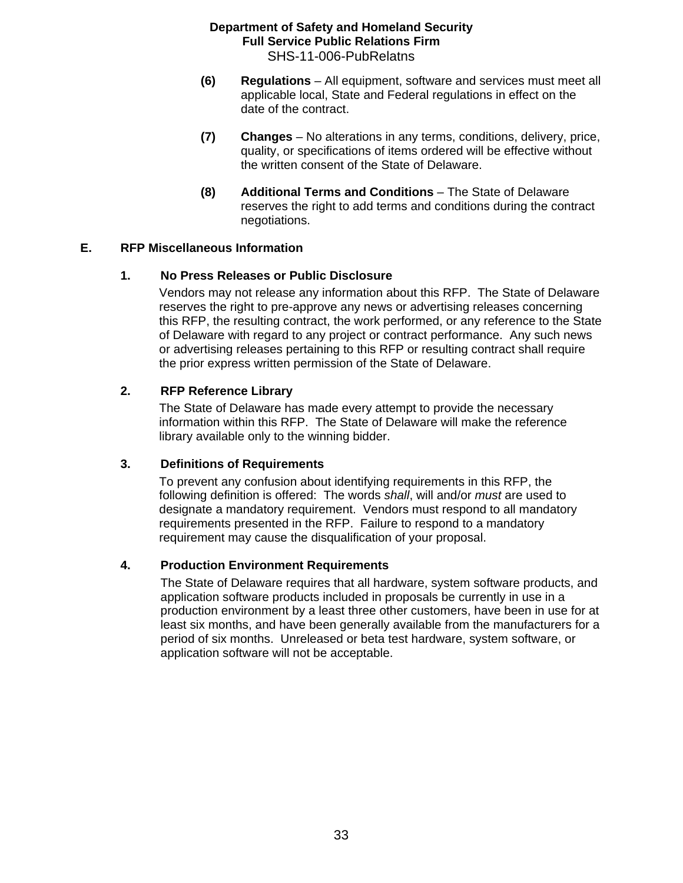**(6)** **Regulations** – All equipment, software and services must meet all applicable local, State and Federal regulations in effect on the date of the contract.

**(7)** **Changes** – No alterations in any terms, conditions, delivery, price, quality, or specifications of items ordered will be effective without the written consent of the State of Delaware.

**(8)** **Additional Terms and Conditions** – The State of Delaware reserves the right to add terms and conditions during the contract negotiations.

## E. RFP Miscellaneous Information

### 1. No Press Releases or Public Disclosure

Vendors may not release any information about this RFP. The State of Delaware reserves the right to pre-approve any news or advertising releases concerning this RFP, the resulting contract, the work performed, or any reference to the State of Delaware with regard to any project or contract performance. Any such news or advertising releases pertaining to this RFP or resulting contract shall require the prior express written permission of the State of Delaware.

### 2. RFP Reference Library

The State of Delaware has made every attempt to provide the necessary information within this RFP. The State of Delaware will make the reference library available only to the winning bidder.

### 3. Definitions of Requirements

To prevent any confusion about identifying requirements in this RFP, the following definition is offered: The words *shall*, will and/or *must* are used to designate a mandatory requirement. Vendors must respond to all mandatory requirements presented in the RFP. Failure to respond to a mandatory requirement may cause the disqualification of your proposal.

### 4. Production Environment Requirements

The State of Delaware requires that all hardware, system software products, and application software products included in proposals be currently in use in a production environment by a least three other customers, have been in use for at least six months, and have been generally available from the manufacturers for a period of six months. Unreleased or beta test hardware, system software, or application software will not be acceptable.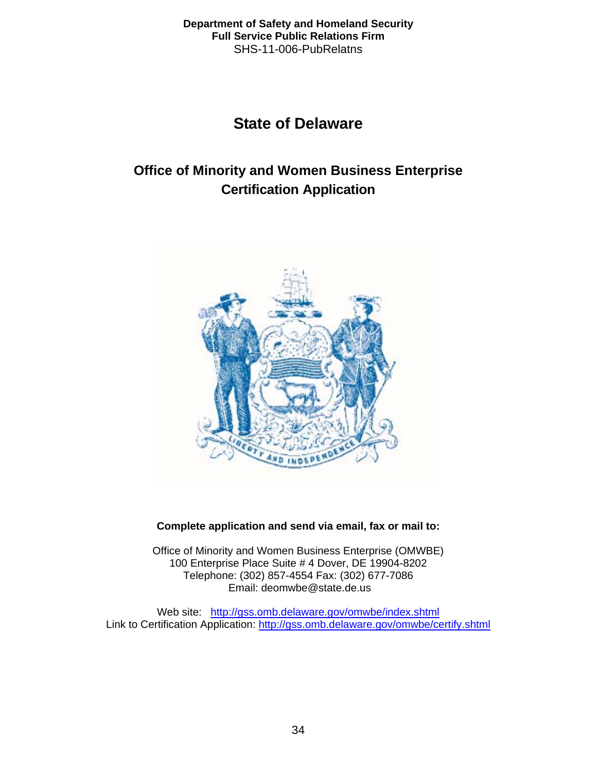**Department of Safety and Homeland Security**
**Full Service Public Relations Firm**
SHS-11-006-PubRelatns

# State of Delaware

## Office of Minority and Women Business Enterprise Certification Application

**Complete application and send via email, fax or mail to:**

Office of Minority and Women Business Enterprise (OMWBE)
100 Enterprise Place Suite # 4 Dover, DE 19904-8202
Telephone: (302) 857-4554 Fax: (302) 677-7086
Email: deomwbe@state.de.us

Web site: http://gss.omb.delaware.gov/omwbe/index.shtml
Link to Certification Application: http://gss.omb.delaware.gov/omwbe/certify.shtml